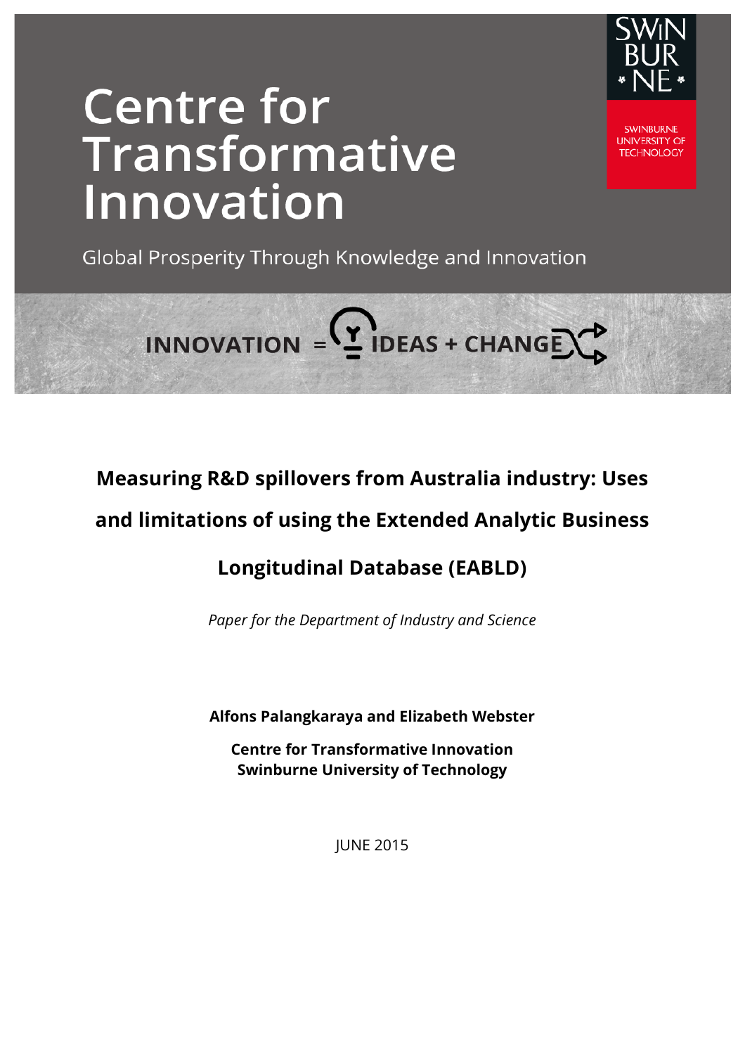# Centre for Transformative Innovation

Global Prosperity Through Knowledge and Innovation

SWINBURNE UNIVERSITY OF TECHNOLOGY

INNOVATION = IDEAS + CHANGE

## Measuring R&D spillovers from Australia industry: Uses and limitations of using the Extended Analytic Business Longitudinal Database (EABLD)

*Paper for the Department of Industry and Science*

**Alfons Palangkaraya and Elizabeth Webster**

**Centre for Transformative Innovation**
**Swinburne University of Technology**

JUNE 2015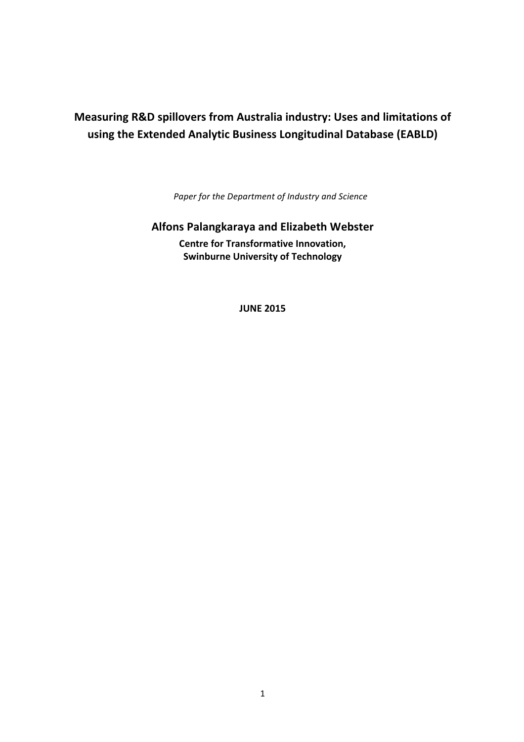# Measuring R&D spillovers from Australia industry: Uses and limitations of using the Extended Analytic Business Longitudinal Database (EABLD)

*Paper for the Department of Industry and Science*

## Alfons Palangkaraya and Elizabeth Webster

**Centre for Transformative Innovation,**
**Swinburne University of Technology**

**JUNE 2015**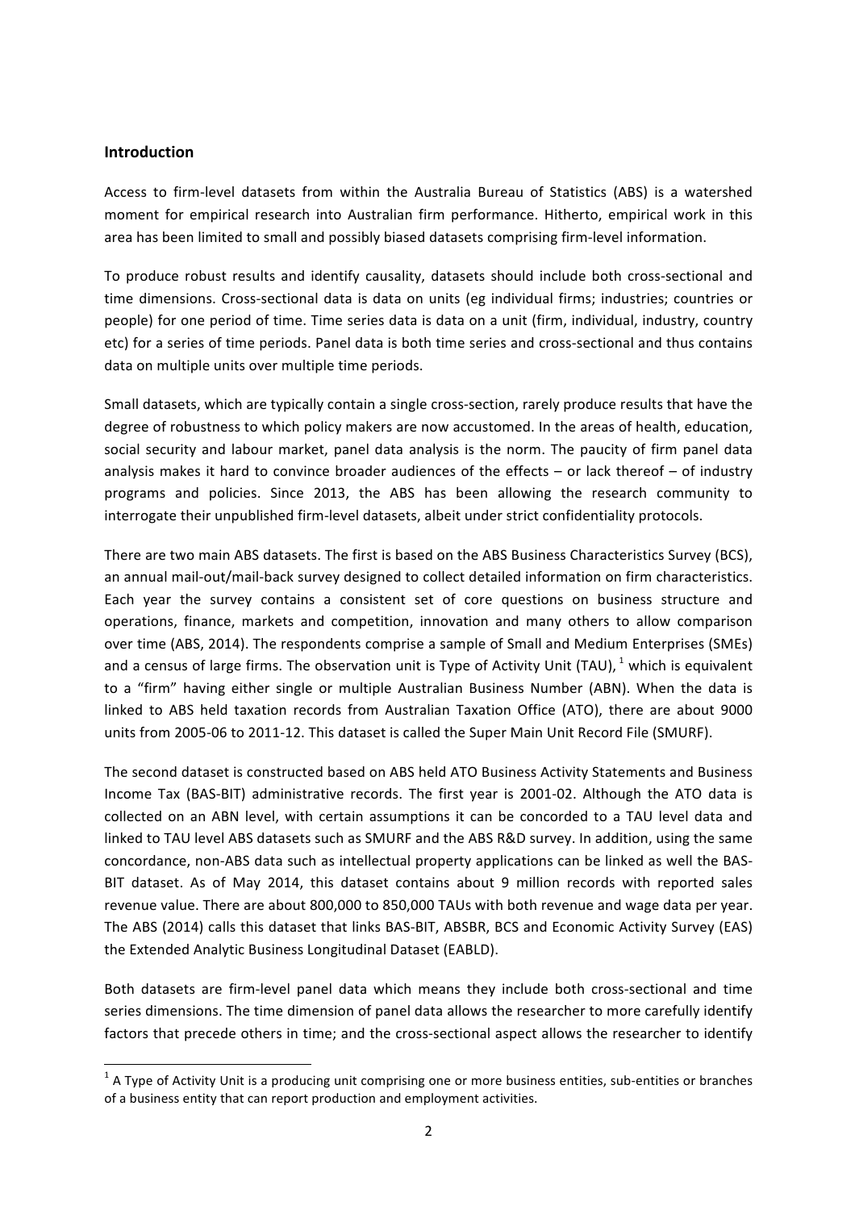## Introduction

Access to firm-level datasets from within the Australia Bureau of Statistics (ABS) is a watershed moment for empirical research into Australian firm performance. Hitherto, empirical work in this area has been limited to small and possibly biased datasets comprising firm-level information.

To produce robust results and identify causality, datasets should include both cross-sectional and time dimensions. Cross-sectional data is data on units (eg individual firms; industries; countries or people) for one period of time. Time series data is data on a unit (firm, individual, industry, country etc) for a series of time periods. Panel data is both time series and cross-sectional and thus contains data on multiple units over multiple time periods.

Small datasets, which are typically contain a single cross-section, rarely produce results that have the degree of robustness to which policy makers are now accustomed. In the areas of health, education, social security and labour market, panel data analysis is the norm. The paucity of firm panel data analysis makes it hard to convince broader audiences of the effects – or lack thereof – of industry programs and policies. Since 2013, the ABS has been allowing the research community to interrogate their unpublished firm-level datasets, albeit under strict confidentiality protocols.

There are two main ABS datasets. The first is based on the ABS Business Characteristics Survey (BCS), an annual mail-out/mail-back survey designed to collect detailed information on firm characteristics. Each year the survey contains a consistent set of core questions on business structure and operations, finance, markets and competition, innovation and many others to allow comparison over time (ABS, 2014). The respondents comprise a sample of Small and Medium Enterprises (SMEs) and a census of large firms. The observation unit is Type of Activity Unit (TAU), [1] which is equivalent to a "firm" having either single or multiple Australian Business Number (ABN). When the data is linked to ABS held taxation records from Australian Taxation Office (ATO), there are about 9000 units from 2005-06 to 2011-12. This dataset is called the Super Main Unit Record File (SMURF).

The second dataset is constructed based on ABS held ATO Business Activity Statements and Business Income Tax (BAS-BIT) administrative records. The first year is 2001-02. Although the ATO data is collected on an ABN level, with certain assumptions it can be concorded to a TAU level data and linked to TAU level ABS datasets such as SMURF and the ABS R&D survey. In addition, using the same concordance, non-ABS data such as intellectual property applications can be linked as well the BAS-BIT dataset. As of May 2014, this dataset contains about 9 million records with reported sales revenue value. There are about 800,000 to 850,000 TAUs with both revenue and wage data per year. The ABS (2014) calls this dataset that links BAS-BIT, ABSBR, BCS and Economic Activity Survey (EAS) the Extended Analytic Business Longitudinal Dataset (EABLD).

Both datasets are firm-level panel data which means they include both cross-sectional and time series dimensions. The time dimension of panel data allows the researcher to more carefully identify factors that precede others in time; and the cross-sectional aspect allows the researcher to identify

[1] A Type of Activity Unit is a producing unit comprising one or more business entities, sub-entities or branches of a business entity that can report production and employment activities.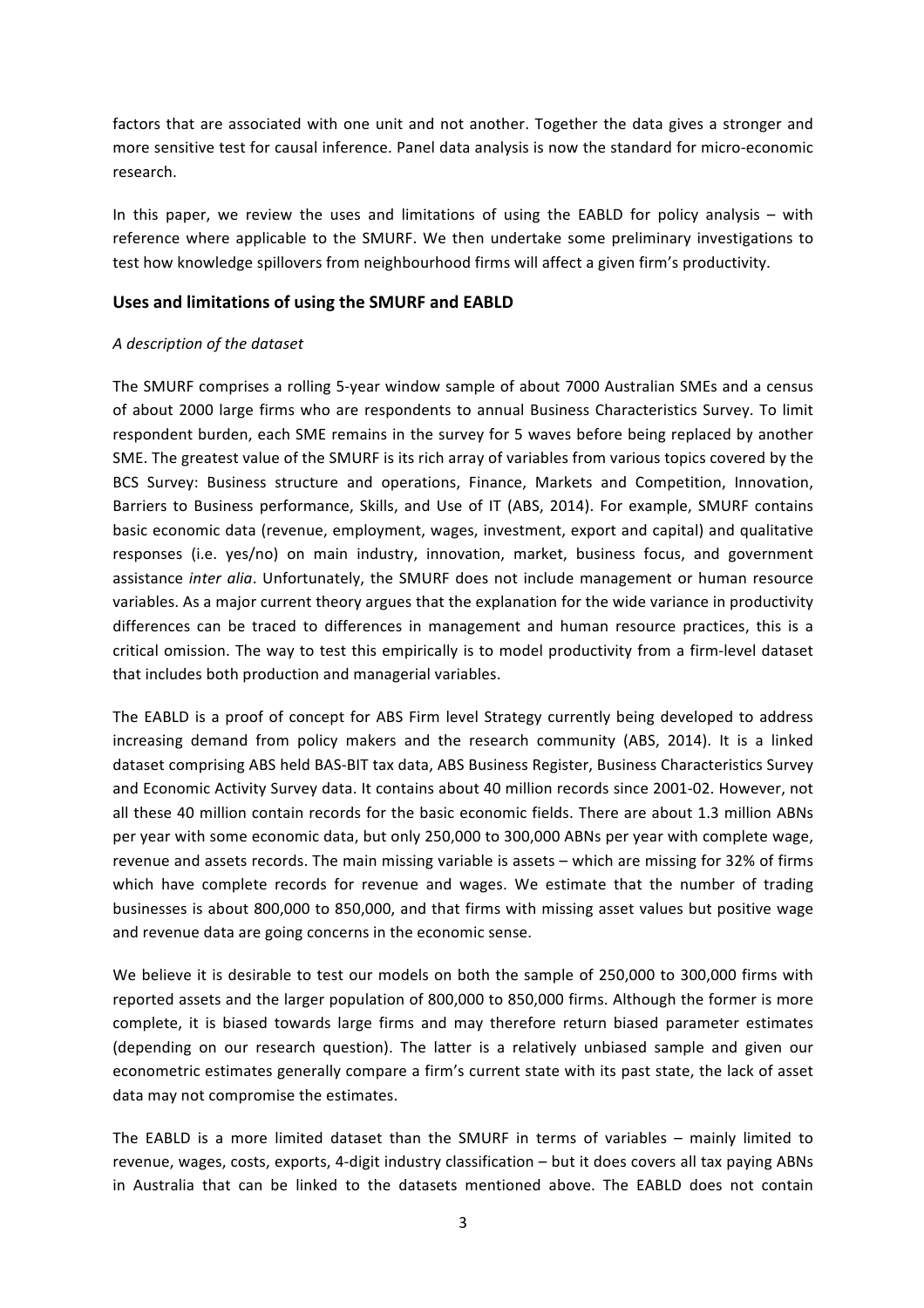factors that are associated with one unit and not another. Together the data gives a stronger and more sensitive test for causal inference. Panel data analysis is now the standard for micro-economic research.

In this paper, we review the uses and limitations of using the EABLD for policy analysis – with reference where applicable to the SMURF. We then undertake some preliminary investigations to test how knowledge spillovers from neighbourhood firms will affect a given firm's productivity.

## Uses and limitations of using the SMURF and EABLD

*A description of the dataset*

The SMURF comprises a rolling 5-year window sample of about 7000 Australian SMEs and a census of about 2000 large firms who are respondents to annual Business Characteristics Survey. To limit respondent burden, each SME remains in the survey for 5 waves before being replaced by another SME. The greatest value of the SMURF is its rich array of variables from various topics covered by the BCS Survey: Business structure and operations, Finance, Markets and Competition, Innovation, Barriers to Business performance, Skills, and Use of IT (ABS, 2014). For example, SMURF contains basic economic data (revenue, employment, wages, investment, export and capital) and qualitative responses (i.e. yes/no) on main industry, innovation, market, business focus, and government assistance *inter alia*. Unfortunately, the SMURF does not include management or human resource variables. As a major current theory argues that the explanation for the wide variance in productivity differences can be traced to differences in management and human resource practices, this is a critical omission. The way to test this empirically is to model productivity from a firm-level dataset that includes both production and managerial variables.

The EABLD is a proof of concept for ABS Firm level Strategy currently being developed to address increasing demand from policy makers and the research community (ABS, 2014). It is a linked dataset comprising ABS held BAS-BIT tax data, ABS Business Register, Business Characteristics Survey and Economic Activity Survey data. It contains about 40 million records since 2001-02. However, not all these 40 million contain records for the basic economic fields. There are about 1.3 million ABNs per year with some economic data, but only 250,000 to 300,000 ABNs per year with complete wage, revenue and assets records. The main missing variable is assets – which are missing for 32% of firms which have complete records for revenue and wages. We estimate that the number of trading businesses is about 800,000 to 850,000, and that firms with missing asset values but positive wage and revenue data are going concerns in the economic sense.

We believe it is desirable to test our models on both the sample of 250,000 to 300,000 firms with reported assets and the larger population of 800,000 to 850,000 firms. Although the former is more complete, it is biased towards large firms and may therefore return biased parameter estimates (depending on our research question). The latter is a relatively unbiased sample and given our econometric estimates generally compare a firm's current state with its past state, the lack of asset data may not compromise the estimates.

The EABLD is a more limited dataset than the SMURF in terms of variables – mainly limited to revenue, wages, costs, exports, 4-digit industry classification – but it does covers all tax paying ABNs in Australia that can be linked to the datasets mentioned above. The EABLD does not contain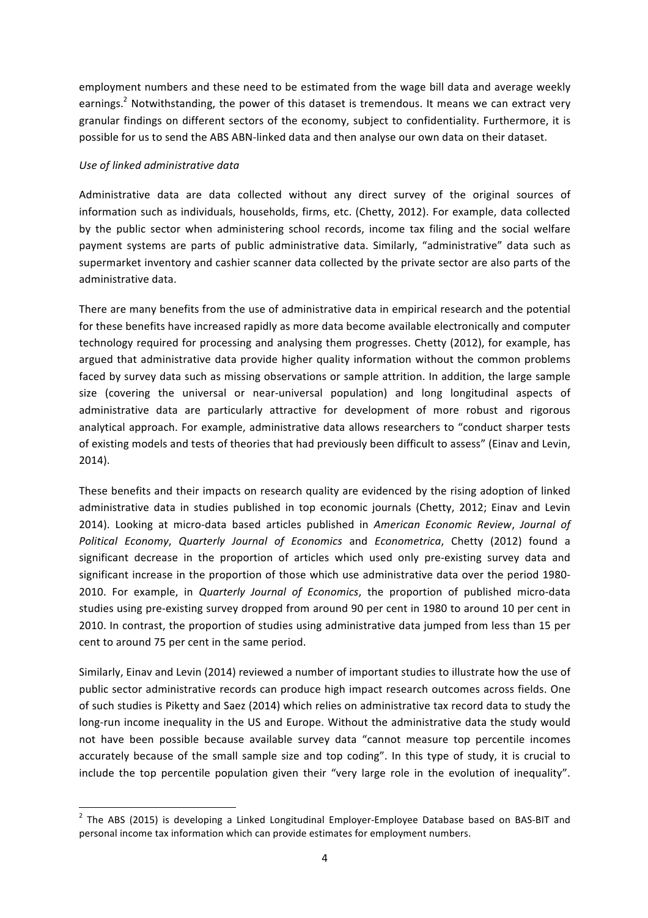employment numbers and these need to be estimated from the wage bill data and average weekly earnings.[2] Notwithstanding, the power of this dataset is tremendous. It means we can extract very granular findings on different sectors of the economy, subject to confidentiality. Furthermore, it is possible for us to send the ABS ABN-linked data and then analyse our own data on their dataset.

*Use of linked administrative data*

Administrative data are data collected without any direct survey of the original sources of information such as individuals, households, firms, etc. (Chetty, 2012). For example, data collected by the public sector when administering school records, income tax filing and the social welfare payment systems are parts of public administrative data. Similarly, "administrative" data such as supermarket inventory and cashier scanner data collected by the private sector are also parts of the administrative data.

There are many benefits from the use of administrative data in empirical research and the potential for these benefits have increased rapidly as more data become available electronically and computer technology required for processing and analysing them progresses. Chetty (2012), for example, has argued that administrative data provide higher quality information without the common problems faced by survey data such as missing observations or sample attrition. In addition, the large sample size (covering the universal or near-universal population) and long longitudinal aspects of administrative data are particularly attractive for development of more robust and rigorous analytical approach. For example, administrative data allows researchers to "conduct sharper tests of existing models and tests of theories that had previously been difficult to assess" (Einav and Levin, 2014).

These benefits and their impacts on research quality are evidenced by the rising adoption of linked administrative data in studies published in top economic journals (Chetty, 2012; Einav and Levin 2014). Looking at micro-data based articles published in *American Economic Review*, *Journal of Political Economy*, *Quarterly Journal of Economics* and *Econometrica*, Chetty (2012) found a significant decrease in the proportion of articles which used only pre-existing survey data and significant increase in the proportion of those which use administrative data over the period 1980-2010. For example, in *Quarterly Journal of Economics*, the proportion of published micro-data studies using pre-existing survey dropped from around 90 per cent in 1980 to around 10 per cent in 2010. In contrast, the proportion of studies using administrative data jumped from less than 15 per cent to around 75 per cent in the same period.

Similarly, Einav and Levin (2014) reviewed a number of important studies to illustrate how the use of public sector administrative records can produce high impact research outcomes across fields. One of such studies is Piketty and Saez (2014) which relies on administrative tax record data to study the long-run income inequality in the US and Europe. Without the administrative data the study would not have been possible because available survey data "cannot measure top percentile incomes accurately because of the small sample size and top coding". In this type of study, it is crucial to include the top percentile population given their "very large role in the evolution of inequality".

[2] The ABS (2015) is developing a Linked Longitudinal Employer-Employee Database based on BAS-BIT and personal income tax information which can provide estimates for employment numbers.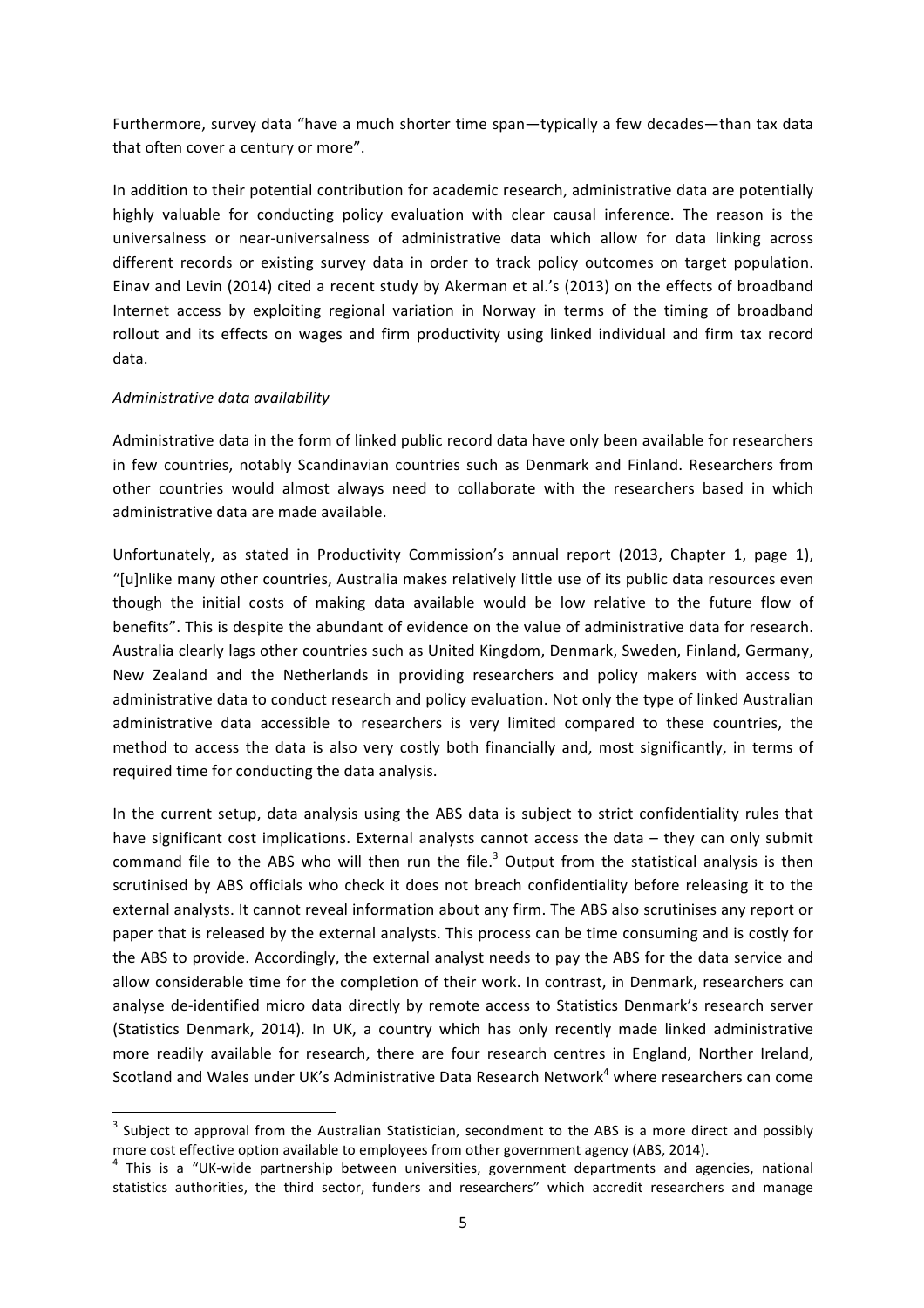Furthermore, survey data "have a much shorter time span—typically a few decades—than tax data that often cover a century or more".

In addition to their potential contribution for academic research, administrative data are potentially highly valuable for conducting policy evaluation with clear causal inference. The reason is the universalness or near-universalness of administrative data which allow for data linking across different records or existing survey data in order to track policy outcomes on target population. Einav and Levin (2014) cited a recent study by Akerman et al.'s (2013) on the effects of broadband Internet access by exploiting regional variation in Norway in terms of the timing of broadband rollout and its effects on wages and firm productivity using linked individual and firm tax record data.

*Administrative data availability*

Administrative data in the form of linked public record data have only been available for researchers in few countries, notably Scandinavian countries such as Denmark and Finland. Researchers from other countries would almost always need to collaborate with the researchers based in which administrative data are made available.

Unfortunately, as stated in Productivity Commission's annual report (2013, Chapter 1, page 1), "[u]nlike many other countries, Australia makes relatively little use of its public data resources even though the initial costs of making data available would be low relative to the future flow of benefits". This is despite the abundant of evidence on the value of administrative data for research. Australia clearly lags other countries such as United Kingdom, Denmark, Sweden, Finland, Germany, New Zealand and the Netherlands in providing researchers and policy makers with access to administrative data to conduct research and policy evaluation. Not only the type of linked Australian administrative data accessible to researchers is very limited compared to these countries, the method to access the data is also very costly both financially and, most significantly, in terms of required time for conducting the data analysis.

In the current setup, data analysis using the ABS data is subject to strict confidentiality rules that have significant cost implications. External analysts cannot access the data – they can only submit command file to the ABS who will then run the file.[3] Output from the statistical analysis is then scrutinised by ABS officials who check it does not breach confidentiality before releasing it to the external analysts. It cannot reveal information about any firm. The ABS also scrutinises any report or paper that is released by the external analysts. This process can be time consuming and is costly for the ABS to provide. Accordingly, the external analyst needs to pay the ABS for the data service and allow considerable time for the completion of their work. In contrast, in Denmark, researchers can analyse de-identified micro data directly by remote access to Statistics Denmark's research server (Statistics Denmark, 2014). In UK, a country which has only recently made linked administrative more readily available for research, there are four research centres in England, Norther Ireland, Scotland and Wales under UK's Administrative Data Research Network[4] where researchers can come

[3] Subject to approval from the Australian Statistician, secondment to the ABS is a more direct and possibly more cost effective option available to employees from other government agency (ABS, 2014).

[4] This is a "UK-wide partnership between universities, government departments and agencies, national statistics authorities, the third sector, funders and researchers" which accredit researchers and manage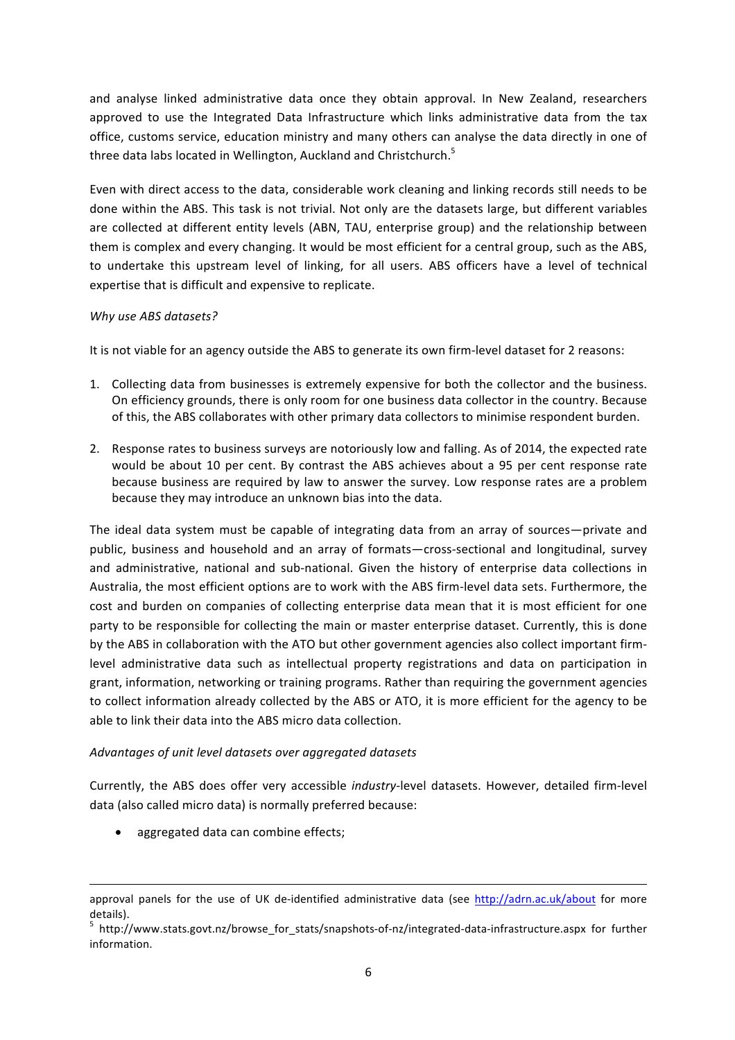and analyse linked administrative data once they obtain approval. In New Zealand, researchers approved to use the Integrated Data Infrastructure which links administrative data from the tax office, customs service, education ministry and many others can analyse the data directly in one of three data labs located in Wellington, Auckland and Christchurch.[5]

Even with direct access to the data, considerable work cleaning and linking records still needs to be done within the ABS. This task is not trivial. Not only are the datasets large, but different variables are collected at different entity levels (ABN, TAU, enterprise group) and the relationship between them is complex and every changing. It would be most efficient for a central group, such as the ABS, to undertake this upstream level of linking, for all users. ABS officers have a level of technical expertise that is difficult and expensive to replicate.

*Why use ABS datasets?*

It is not viable for an agency outside the ABS to generate its own firm-level dataset for 2 reasons:

1. Collecting data from businesses is extremely expensive for both the collector and the business. On efficiency grounds, there is only room for one business data collector in the country. Because of this, the ABS collaborates with other primary data collectors to minimise respondent burden.

2. Response rates to business surveys are notoriously low and falling. As of 2014, the expected rate would be about 10 per cent. By contrast the ABS achieves about a 95 per cent response rate because business are required by law to answer the survey. Low response rates are a problem because they may introduce an unknown bias into the data.

The ideal data system must be capable of integrating data from an array of sources—private and public, business and household and an array of formats—cross-sectional and longitudinal, survey and administrative, national and sub-national. Given the history of enterprise data collections in Australia, the most efficient options are to work with the ABS firm-level data sets. Furthermore, the cost and burden on companies of collecting enterprise data mean that it is most efficient for one party to be responsible for collecting the main or master enterprise dataset. Currently, this is done by the ABS in collaboration with the ATO but other government agencies also collect important firm-level administrative data such as intellectual property registrations and data on participation in grant, information, networking or training programs. Rather than requiring the government agencies to collect information already collected by the ABS or ATO, it is more efficient for the agency to be able to link their data into the ABS micro data collection.

*Advantages of unit level datasets over aggregated datasets*

Currently, the ABS does offer very accessible *industry*-level datasets. However, detailed firm-level data (also called micro data) is normally preferred because:

- aggregated data can combine effects;

---

approval panels for the use of UK de-identified administrative data (see http://adrn.ac.uk/about for more details).

[5] http://www.stats.govt.nz/browse_for_stats/snapshots-of-nz/integrated-data-infrastructure.aspx for further information.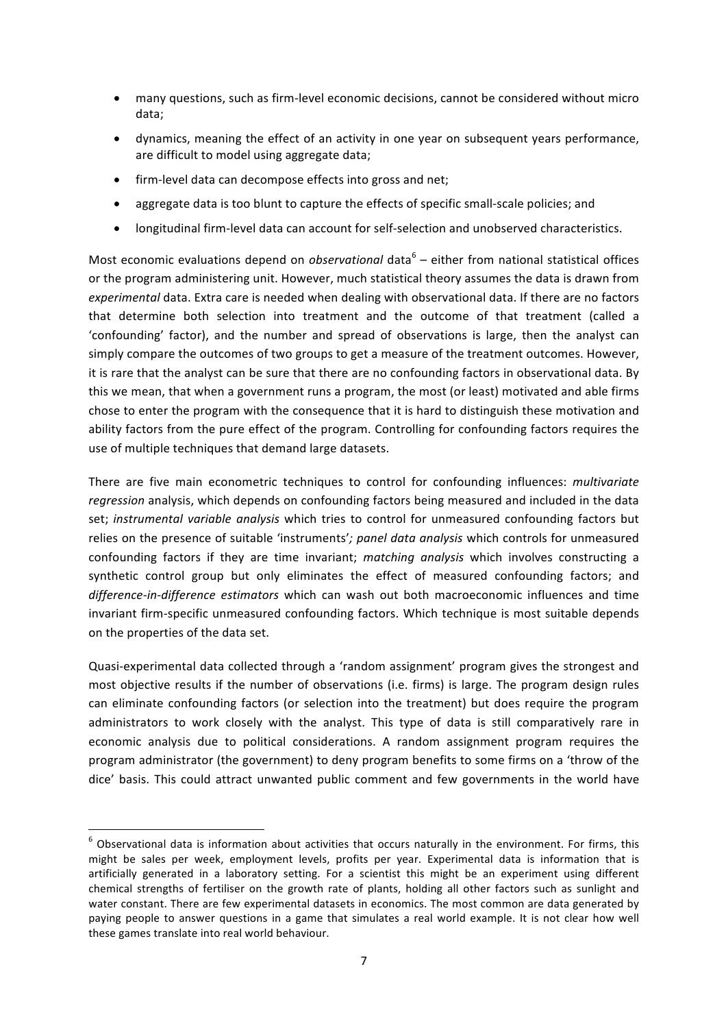- many questions, such as firm-level economic decisions, cannot be considered without micro data;
- dynamics, meaning the effect of an activity in one year on subsequent years performance, are difficult to model using aggregate data;
- firm-level data can decompose effects into gross and net;
- aggregate data is too blunt to capture the effects of specific small-scale policies; and
- longitudinal firm-level data can account for self-selection and unobserved characteristics.

Most economic evaluations depend on *observational* data[6] – either from national statistical offices or the program administering unit. However, much statistical theory assumes the data is drawn from *experimental* data. Extra care is needed when dealing with observational data. If there are no factors that determine both selection into treatment and the outcome of that treatment (called a 'confounding' factor), and the number and spread of observations is large, then the analyst can simply compare the outcomes of two groups to get a measure of the treatment outcomes. However, it is rare that the analyst can be sure that there are no confounding factors in observational data. By this we mean, that when a government runs a program, the most (or least) motivated and able firms chose to enter the program with the consequence that it is hard to distinguish these motivation and ability factors from the pure effect of the program. Controlling for confounding factors requires the use of multiple techniques that demand large datasets.

There are five main econometric techniques to control for confounding influences: *multivariate regression* analysis, which depends on confounding factors being measured and included in the data set; *instrumental variable analysis* which tries to control for unmeasured confounding factors but relies on the presence of suitable 'instruments'*; panel data analysis* which controls for unmeasured confounding factors if they are time invariant; *matching analysis* which involves constructing a synthetic control group but only eliminates the effect of measured confounding factors; and *difference-in-difference estimators* which can wash out both macroeconomic influences and time invariant firm-specific unmeasured confounding factors. Which technique is most suitable depends on the properties of the data set.

Quasi-experimental data collected through a 'random assignment' program gives the strongest and most objective results if the number of observations (i.e. firms) is large. The program design rules can eliminate confounding factors (or selection into the treatment) but does require the program administrators to work closely with the analyst. This type of data is still comparatively rare in economic analysis due to political considerations. A random assignment program requires the program administrator (the government) to deny program benefits to some firms on a 'throw of the dice' basis. This could attract unwanted public comment and few governments in the world have

---

[6] Observational data is information about activities that occurs naturally in the environment. For firms, this might be sales per week, employment levels, profits per year. Experimental data is information that is artificially generated in a laboratory setting. For a scientist this might be an experiment using different chemical strengths of fertiliser on the growth rate of plants, holding all other factors such as sunlight and water constant. There are few experimental datasets in economics. The most common are data generated by paying people to answer questions in a game that simulates a real world example. It is not clear how well these games translate into real world behaviour.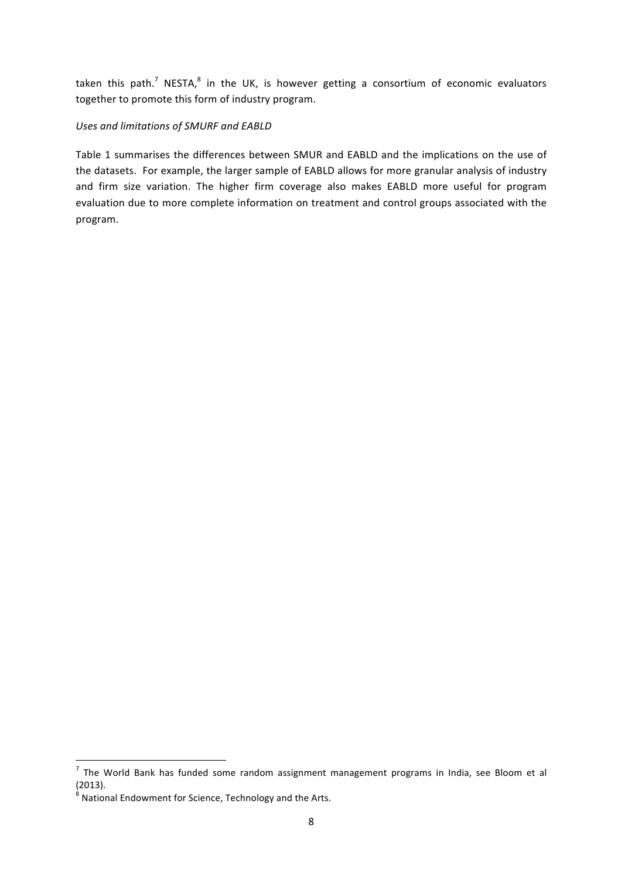taken this path.[7] NESTA,[8] in the UK, is however getting a consortium of economic evaluators together to promote this form of industry program.

*Uses and limitations of SMURF and EABLD*

Table 1 summarises the differences between SMUR and EABLD and the implications on the use of the datasets. For example, the larger sample of EABLD allows for more granular analysis of industry and firm size variation. The higher firm coverage also makes EABLD more useful for program evaluation due to more complete information on treatment and control groups associated with the program.

[7] The World Bank has funded some random assignment management programs in India, see Bloom et al (2013).

[8] National Endowment for Science, Technology and the Arts.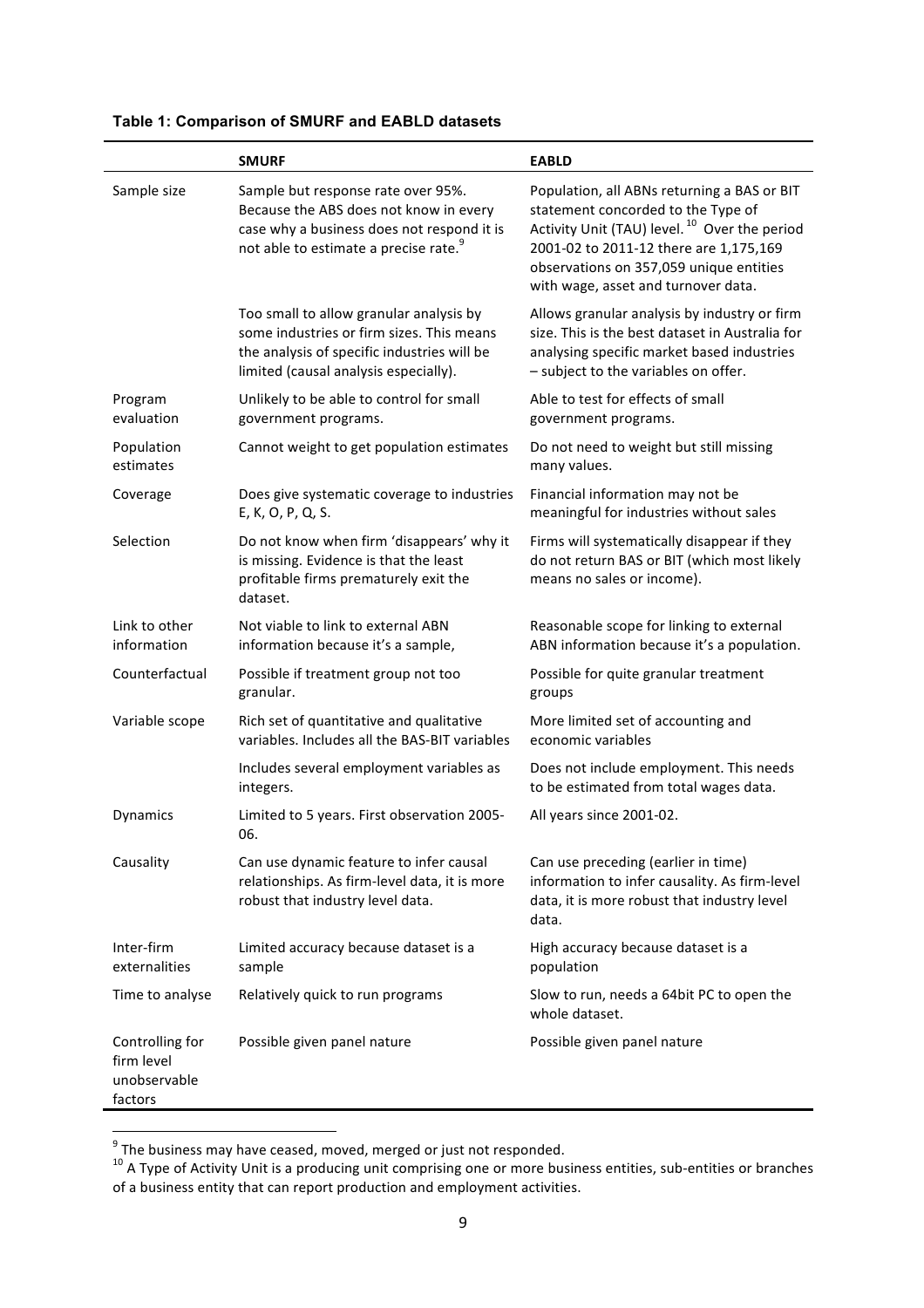**Table 1: Comparison of SMURF and EABLD datasets**

| | SMURF | EABLD |
|---|---|---|
| Sample size | Sample but response rate over 95%. Because the ABS does not know in every case why a business does not respond it is not able to estimate a precise rate.[9] | Population, all ABNs returning a BAS or BIT statement concorded to the Type of Activity Unit (TAU) level.[10] Over the period 2001-02 to 2011-12 there are 1,175,169 observations on 357,059 unique entities with wage, asset and turnover data. |
| | Too small to allow granular analysis by some industries or firm sizes. This means the analysis of specific industries will be limited (causal analysis especially). | Allows granular analysis by industry or firm size. This is the best dataset in Australia for analysing specific market based industries – subject to the variables on offer. |
| Program evaluation | Unlikely to be able to control for small government programs. | Able to test for effects of small government programs. |
| Population estimates | Cannot weight to get population estimates | Do not need to weight but still missing many values. |
| Coverage | Does give systematic coverage to industries E, K, O, P, Q, S. | Financial information may not be meaningful for industries without sales |
| Selection | Do not know when firm 'disappears' why it is missing. Evidence is that the least profitable firms prematurely exit the dataset. | Firms will systematically disappear if they do not return BAS or BIT (which most likely means no sales or income). |
| Link to other information | Not viable to link to external ABN information because it's a sample, | Reasonable scope for linking to external ABN information because it's a population. |
| Counterfactual | Possible if treatment group not too granular. | Possible for quite granular treatment groups |
| Variable scope | Rich set of quantitative and qualitative variables. Includes all the BAS-BIT variables | More limited set of accounting and economic variables |
| | Includes several employment variables as integers. | Does not include employment. This needs to be estimated from total wages data. |
| Dynamics | Limited to 5 years. First observation 2005-06. | All years since 2001-02. |
| Causality | Can use dynamic feature to infer causal relationships. As firm-level data, it is more robust that industry level data. | Can use preceding (earlier in time) information to infer causality. As firm-level data, it is more robust that industry level data. |
| Inter-firm externalities | Limited accuracy because dataset is a sample | High accuracy because dataset is a population |
| Time to analyse | Relatively quick to run programs | Slow to run, needs a 64bit PC to open the whole dataset. |
| Controlling for firm level unobservable factors | Possible given panel nature | Possible given panel nature |

[9] The business may have ceased, moved, merged or just not responded.

[10] A Type of Activity Unit is a producing unit comprising one or more business entities, sub-entities or branches of a business entity that can report production and employment activities.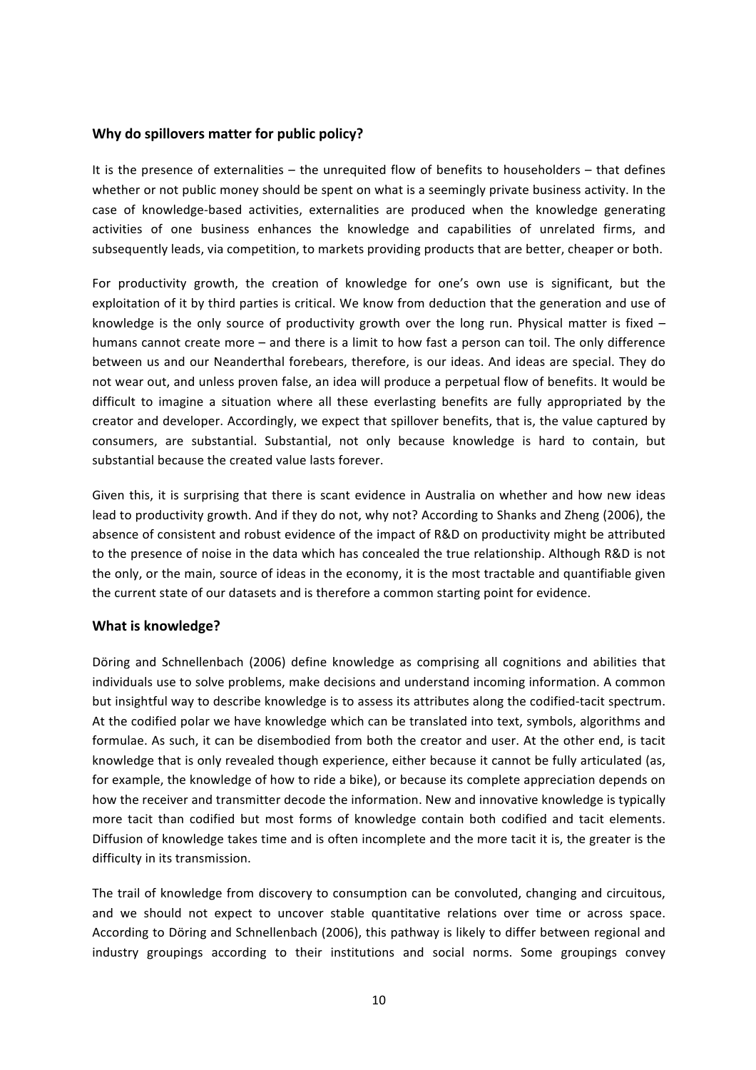## Why do spillovers matter for public policy?

It is the presence of externalities – the unrequited flow of benefits to householders – that defines whether or not public money should be spent on what is a seemingly private business activity. In the case of knowledge-based activities, externalities are produced when the knowledge generating activities of one business enhances the knowledge and capabilities of unrelated firms, and subsequently leads, via competition, to markets providing products that are better, cheaper or both.

For productivity growth, the creation of knowledge for one's own use is significant, but the exploitation of it by third parties is critical. We know from deduction that the generation and use of knowledge is the only source of productivity growth over the long run. Physical matter is fixed – humans cannot create more – and there is a limit to how fast a person can toil. The only difference between us and our Neanderthal forebears, therefore, is our ideas. And ideas are special. They do not wear out, and unless proven false, an idea will produce a perpetual flow of benefits. It would be difficult to imagine a situation where all these everlasting benefits are fully appropriated by the creator and developer. Accordingly, we expect that spillover benefits, that is, the value captured by consumers, are substantial. Substantial, not only because knowledge is hard to contain, but substantial because the created value lasts forever.

Given this, it is surprising that there is scant evidence in Australia on whether and how new ideas lead to productivity growth. And if they do not, why not? According to Shanks and Zheng (2006), the absence of consistent and robust evidence of the impact of R&D on productivity might be attributed to the presence of noise in the data which has concealed the true relationship. Although R&D is not the only, or the main, source of ideas in the economy, it is the most tractable and quantifiable given the current state of our datasets and is therefore a common starting point for evidence.

## What is knowledge?

Döring and Schnellenbach (2006) define knowledge as comprising all cognitions and abilities that individuals use to solve problems, make decisions and understand incoming information. A common but insightful way to describe knowledge is to assess its attributes along the codified-tacit spectrum. At the codified polar we have knowledge which can be translated into text, symbols, algorithms and formulae. As such, it can be disembodied from both the creator and user. At the other end, is tacit knowledge that is only revealed though experience, either because it cannot be fully articulated (as, for example, the knowledge of how to ride a bike), or because its complete appreciation depends on how the receiver and transmitter decode the information. New and innovative knowledge is typically more tacit than codified but most forms of knowledge contain both codified and tacit elements. Diffusion of knowledge takes time and is often incomplete and the more tacit it is, the greater is the difficulty in its transmission.

The trail of knowledge from discovery to consumption can be convoluted, changing and circuitous, and we should not expect to uncover stable quantitative relations over time or across space. According to Döring and Schnellenbach (2006), this pathway is likely to differ between regional and industry groupings according to their institutions and social norms. Some groupings convey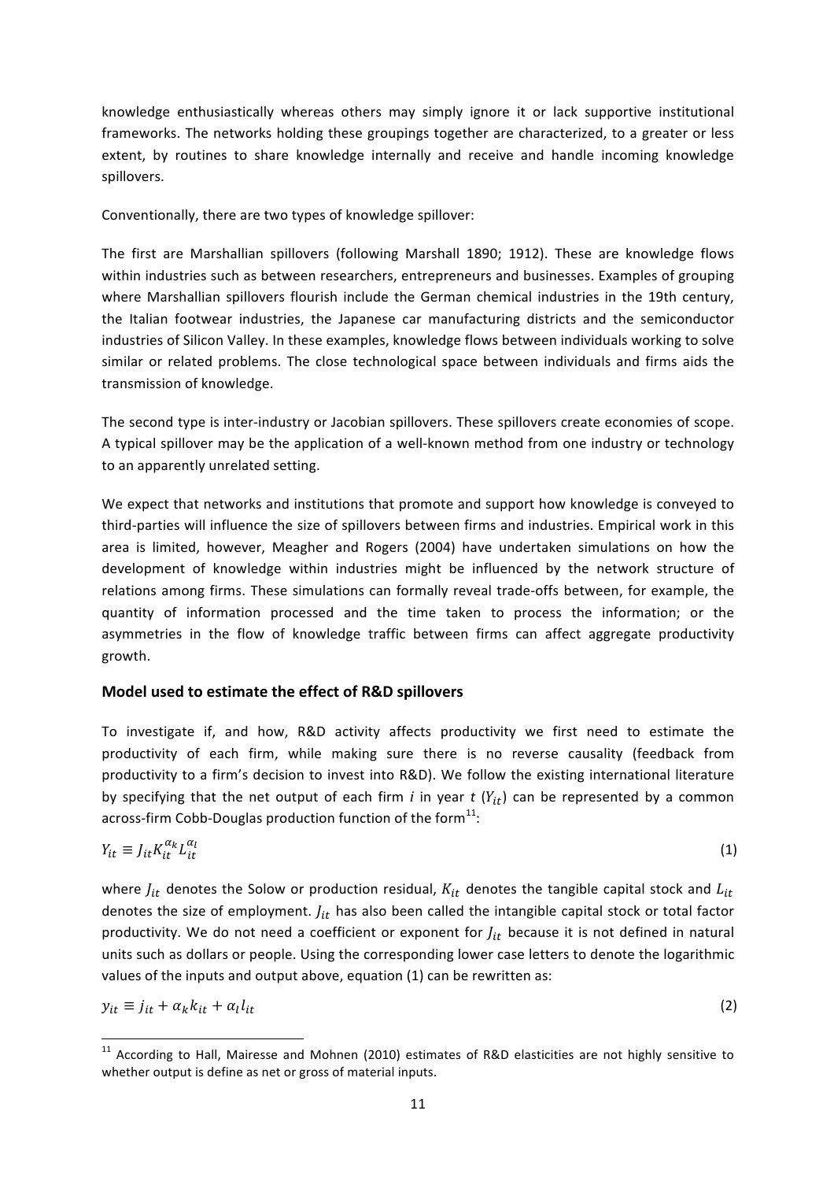knowledge enthusiastically whereas others may simply ignore it or lack supportive institutional frameworks. The networks holding these groupings together are characterized, to a greater or less extent, by routines to share knowledge internally and receive and handle incoming knowledge spillovers.

Conventionally, there are two types of knowledge spillover:

The first are Marshallian spillovers (following Marshall 1890; 1912). These are knowledge flows within industries such as between researchers, entrepreneurs and businesses. Examples of grouping where Marshallian spillovers flourish include the German chemical industries in the 19th century, the Italian footwear industries, the Japanese car manufacturing districts and the semiconductor industries of Silicon Valley. In these examples, knowledge flows between individuals working to solve similar or related problems. The close technological space between individuals and firms aids the transmission of knowledge.

The second type is inter-industry or Jacobian spillovers. These spillovers create economies of scope. A typical spillover may be the application of a well-known method from one industry or technology to an apparently unrelated setting.

We expect that networks and institutions that promote and support how knowledge is conveyed to third-parties will influence the size of spillovers between firms and industries. Empirical work in this area is limited, however, Meagher and Rogers (2004) have undertaken simulations on how the development of knowledge within industries might be influenced by the network structure of relations among firms. These simulations can formally reveal trade-offs between, for example, the quantity of information processed and the time taken to process the information; or the asymmetries in the flow of knowledge traffic between firms can affect aggregate productivity growth.

### Model used to estimate the effect of R&D spillovers

To investigate if, and how, R&D activity affects productivity we first need to estimate the productivity of each firm, while making sure there is no reverse causality (feedback from productivity to a firm's decision to invest into R&D). We follow the existing international literature by specifying that the net output of each firm $i$ in year $t$ ($Y_{it}$) can be represented by a common across-firm Cobb-Douglas production function of the form[11]:

$$Y_{it} \equiv J_{it} K_{it}^{\alpha_k} L_{it}^{\alpha_l} \tag{1}$$

where $J_{it}$ denotes the Solow or production residual, $K_{it}$ denotes the tangible capital stock and $L_{it}$ denotes the size of employment. $J_{it}$ has also been called the intangible capital stock or total factor productivity. We do not need a coefficient or exponent for $J_{it}$ because it is not defined in natural units such as dollars or people. Using the corresponding lower case letters to denote the logarithmic values of the inputs and output above, equation (1) can be rewritten as:

$$y_{it} \equiv j_{it} + \alpha_k k_{it} + \alpha_l l_{it} \tag{2}$$

[11] According to Hall, Mairesse and Mohnen (2010) estimates of R&D elasticities are not highly sensitive to whether output is define as net or gross of material inputs.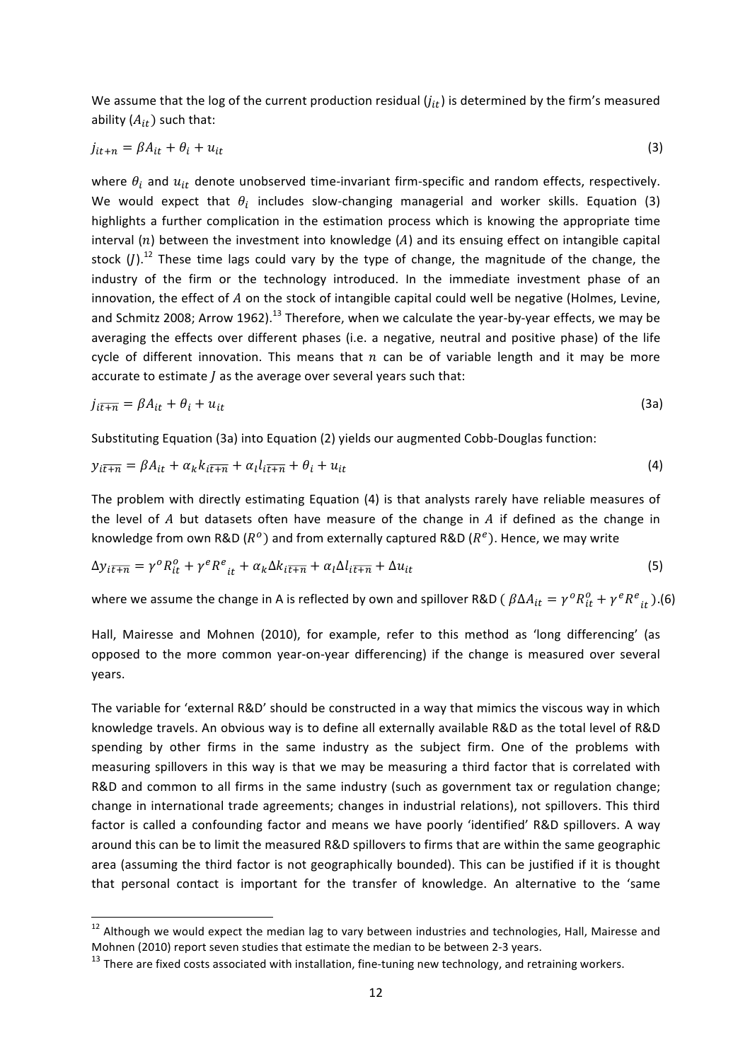We assume that the log of the current production residual ($j_{it}$) is determined by the firm's measured ability ($A_{it}$) such that:

$$j_{it+n} = \beta A_{it} + \theta_i + u_{it} \tag{3}$$

where $\theta_i$ and $u_{it}$ denote unobserved time-invariant firm-specific and random effects, respectively. We would expect that $\theta_i$ includes slow-changing managerial and worker skills. Equation (3) highlights a further complication in the estimation process which is knowing the appropriate time interval ($n$) between the investment into knowledge ($A$) and its ensuing effect on intangible capital stock ($J$).[12] These time lags could vary by the type of change, the magnitude of the change, the industry of the firm or the technology introduced. In the immediate investment phase of an innovation, the effect of $A$ on the stock of intangible capital could well be negative (Holmes, Levine, and Schmitz 2008; Arrow 1962).[13] Therefore, when we calculate the year-by-year effects, we may be averaging the effects over different phases (i.e. a negative, neutral and positive phase) of the life cycle of different innovation. This means that $n$ can be of variable length and it may be more accurate to estimate $J$ as the average over several years such that:

$$j_{i\overline{t+n}} = \beta A_{it} + \theta_i + u_{it} \tag{3a}$$

Substituting Equation (3a) into Equation (2) yields our augmented Cobb-Douglas function:

$$y_{i\overline{t+n}} = \beta A_{it} + \alpha_k k_{i\overline{t+n}} + \alpha_l l_{i\overline{t+n}} + \theta_i + u_{it} \tag{4}$$

The problem with directly estimating Equation (4) is that analysts rarely have reliable measures of the level of $A$ but datasets often have measure of the change in $A$ if defined as the change in knowledge from own R&D ($R^o$) and from externally captured R&D ($R^e$). Hence, we may write

$$\Delta y_{i\overline{t+n}} = \gamma^o R^o_{it} + \gamma^e {R^e}_{it} + \alpha_k \Delta k_{i\overline{t+n}} + \alpha_l \Delta l_{i\overline{t+n}} + \Delta u_{it} \tag{5}$$

where we assume the change in A is reflected by own and spillover R&D ( $\beta \Delta A_{it} = \gamma^o R^o_{it} + \gamma^e {R^e}_{it}$ ).(6)

Hall, Mairesse and Mohnen (2010), for example, refer to this method as 'long differencing' (as opposed to the more common year-on-year differencing) if the change is measured over several years.

The variable for 'external R&D' should be constructed in a way that mimics the viscous way in which knowledge travels. An obvious way is to define all externally available R&D as the total level of R&D spending by other firms in the same industry as the subject firm. One of the problems with measuring spillovers in this way is that we may be measuring a third factor that is correlated with R&D and common to all firms in the same industry (such as government tax or regulation change; change in international trade agreements; changes in industrial relations), not spillovers. This third factor is called a confounding factor and means we have poorly 'identified' R&D spillovers. A way around this can be to limit the measured R&D spillovers to firms that are within the same geographic area (assuming the third factor is not geographically bounded). This can be justified if it is thought that personal contact is important for the transfer of knowledge. An alternative to the 'same

---

[12] Although we would expect the median lag to vary between industries and technologies, Hall, Mairesse and Mohnen (2010) report seven studies that estimate the median to be between 2-3 years.

[13] There are fixed costs associated with installation, fine-tuning new technology, and retraining workers.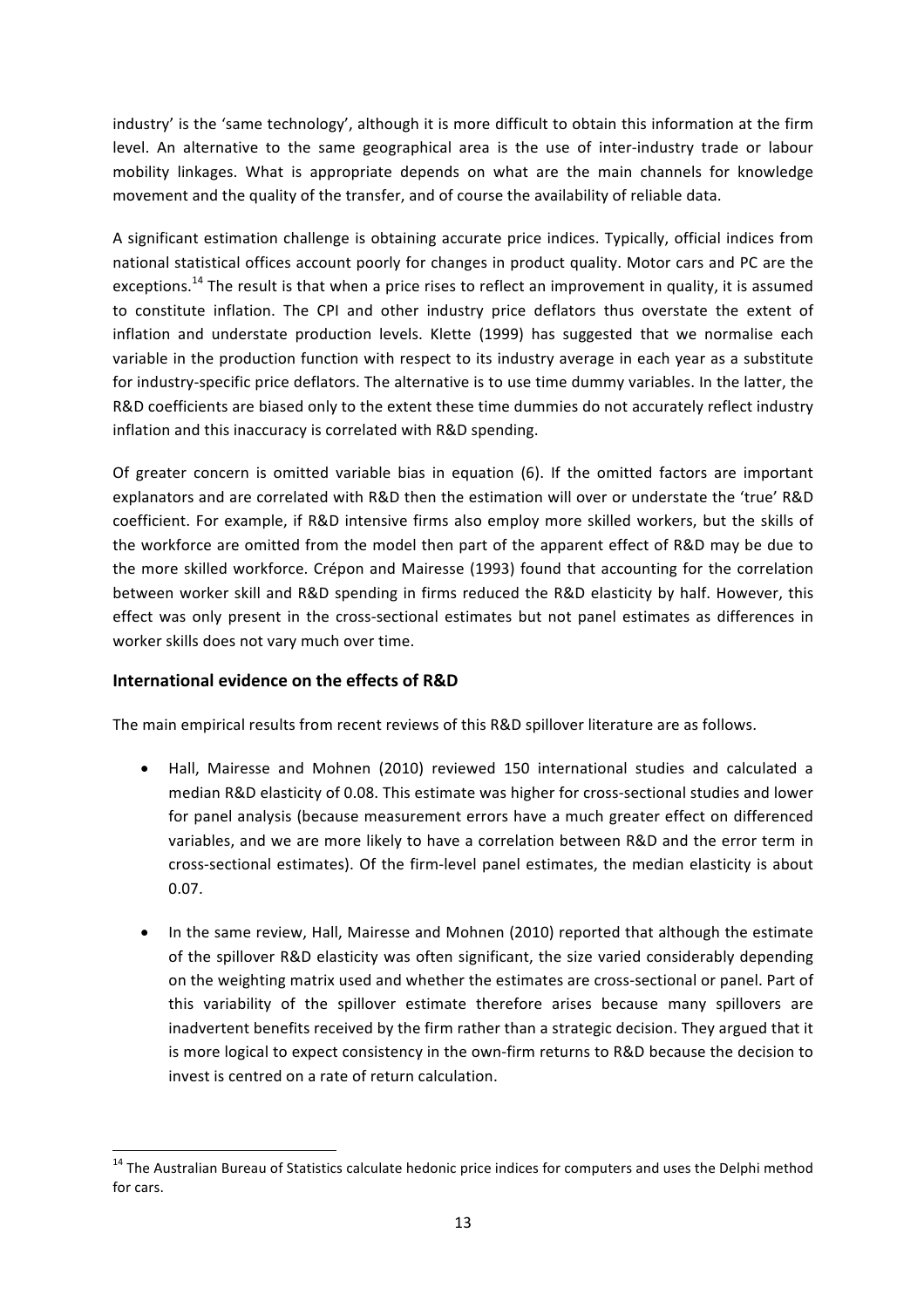industry' is the 'same technology', although it is more difficult to obtain this information at the firm level. An alternative to the same geographical area is the use of inter-industry trade or labour mobility linkages. What is appropriate depends on what are the main channels for knowledge movement and the quality of the transfer, and of course the availability of reliable data.

A significant estimation challenge is obtaining accurate price indices. Typically, official indices from national statistical offices account poorly for changes in product quality. Motor cars and PC are the exceptions.[14] The result is that when a price rises to reflect an improvement in quality, it is assumed to constitute inflation. The CPI and other industry price deflators thus overstate the extent of inflation and understate production levels. Klette (1999) has suggested that we normalise each variable in the production function with respect to its industry average in each year as a substitute for industry-specific price deflators. The alternative is to use time dummy variables. In the latter, the R&D coefficients are biased only to the extent these time dummies do not accurately reflect industry inflation and this inaccuracy is correlated with R&D spending.

Of greater concern is omitted variable bias in equation (6). If the omitted factors are important explanators and are correlated with R&D then the estimation will over or understate the 'true' R&D coefficient. For example, if R&D intensive firms also employ more skilled workers, but the skills of the workforce are omitted from the model then part of the apparent effect of R&D may be due to the more skilled workforce. Crépon and Mairesse (1993) found that accounting for the correlation between worker skill and R&D spending in firms reduced the R&D elasticity by half. However, this effect was only present in the cross-sectional estimates but not panel estimates as differences in worker skills does not vary much over time.

### International evidence on the effects of R&D

The main empirical results from recent reviews of this R&D spillover literature are as follows.

- Hall, Mairesse and Mohnen (2010) reviewed 150 international studies and calculated a median R&D elasticity of 0.08. This estimate was higher for cross-sectional studies and lower for panel analysis (because measurement errors have a much greater effect on differenced variables, and we are more likely to have a correlation between R&D and the error term in cross-sectional estimates). Of the firm-level panel estimates, the median elasticity is about 0.07.

- In the same review, Hall, Mairesse and Mohnen (2010) reported that although the estimate of the spillover R&D elasticity was often significant, the size varied considerably depending on the weighting matrix used and whether the estimates are cross-sectional or panel. Part of this variability of the spillover estimate therefore arises because many spillovers are inadvertent benefits received by the firm rather than a strategic decision. They argued that it is more logical to expect consistency in the own-firm returns to R&D because the decision to invest is centred on a rate of return calculation.

---

[14] The Australian Bureau of Statistics calculate hedonic price indices for computers and uses the Delphi method for cars.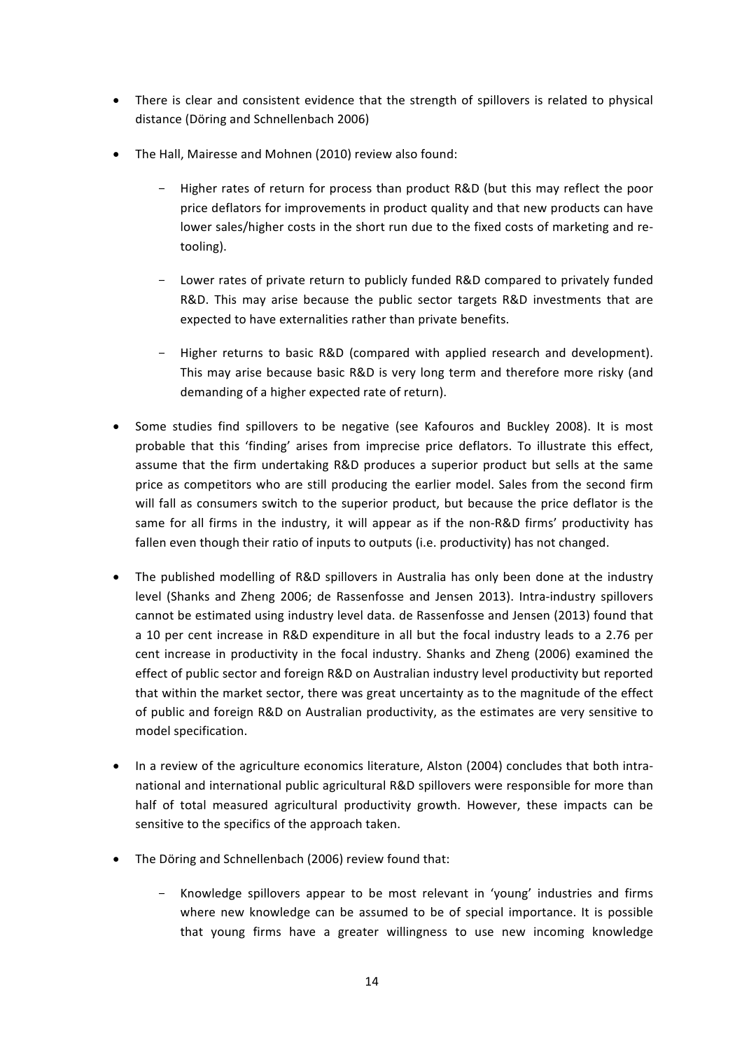- There is clear and consistent evidence that the strength of spillovers is related to physical distance (Döring and Schnellenbach 2006)

- The Hall, Mairesse and Mohnen (2010) review also found:

  - Higher rates of return for process than product R&D (but this may reflect the poor price deflators for improvements in product quality and that new products can have lower sales/higher costs in the short run due to the fixed costs of marketing and re-tooling).

  - Lower rates of private return to publicly funded R&D compared to privately funded R&D. This may arise because the public sector targets R&D investments that are expected to have externalities rather than private benefits.

  - Higher returns to basic R&D (compared with applied research and development). This may arise because basic R&D is very long term and therefore more risky (and demanding of a higher expected rate of return).

- Some studies find spillovers to be negative (see Kafouros and Buckley 2008). It is most probable that this 'finding' arises from imprecise price deflators. To illustrate this effect, assume that the firm undertaking R&D produces a superior product but sells at the same price as competitors who are still producing the earlier model. Sales from the second firm will fall as consumers switch to the superior product, but because the price deflator is the same for all firms in the industry, it will appear as if the non-R&D firms' productivity has fallen even though their ratio of inputs to outputs (i.e. productivity) has not changed.

- The published modelling of R&D spillovers in Australia has only been done at the industry level (Shanks and Zheng 2006; de Rassenfosse and Jensen 2013). Intra-industry spillovers cannot be estimated using industry level data. de Rassenfosse and Jensen (2013) found that a 10 per cent increase in R&D expenditure in all but the focal industry leads to a 2.76 per cent increase in productivity in the focal industry. Shanks and Zheng (2006) examined the effect of public sector and foreign R&D on Australian industry level productivity but reported that within the market sector, there was great uncertainty as to the magnitude of the effect of public and foreign R&D on Australian productivity, as the estimates are very sensitive to model specification.

- In a review of the agriculture economics literature, Alston (2004) concludes that both intra-national and international public agricultural R&D spillovers were responsible for more than half of total measured agricultural productivity growth. However, these impacts can be sensitive to the specifics of the approach taken.

- The Döring and Schnellenbach (2006) review found that:

  - Knowledge spillovers appear to be most relevant in 'young' industries and firms where new knowledge can be assumed to be of special importance. It is possible that young firms have a greater willingness to use new incoming knowledge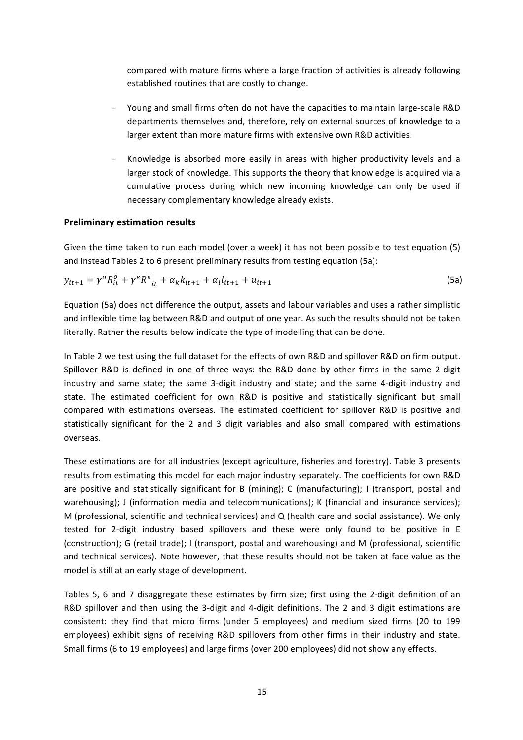compared with mature firms where a large fraction of activities is already following established routines that are costly to change.

- Young and small firms often do not have the capacities to maintain large-scale R&D departments themselves and, therefore, rely on external sources of knowledge to a larger extent than more mature firms with extensive own R&D activities.
- Knowledge is absorbed more easily in areas with higher productivity levels and a larger stock of knowledge. This supports the theory that knowledge is acquired via a cumulative process during which new incoming knowledge can only be used if necessary complementary knowledge already exists.

### Preliminary estimation results

Given the time taken to run each model (over a week) it has not been possible to test equation (5) and instead Tables 2 to 6 present preliminary results from testing equation (5a):

$$y_{it+1} = \gamma^o R_{it}^o + \gamma^e {R^e}_{it} + \alpha_k k_{it+1} + \alpha_l l_{it+1} + u_{it+1} \tag{5a}$$

Equation (5a) does not difference the output, assets and labour variables and uses a rather simplistic and inflexible time lag between R&D and output of one year. As such the results should not be taken literally. Rather the results below indicate the type of modelling that can be done.

In Table 2 we test using the full dataset for the effects of own R&D and spillover R&D on firm output. Spillover R&D is defined in one of three ways: the R&D done by other firms in the same 2-digit industry and same state; the same 3-digit industry and state; and the same 4-digit industry and state. The estimated coefficient for own R&D is positive and statistically significant but small compared with estimations overseas. The estimated coefficient for spillover R&D is positive and statistically significant for the 2 and 3 digit variables and also small compared with estimations overseas.

These estimations are for all industries (except agriculture, fisheries and forestry). Table 3 presents results from estimating this model for each major industry separately. The coefficients for own R&D are positive and statistically significant for B (mining); C (manufacturing); I (transport, postal and warehousing); J (information media and telecommunications); K (financial and insurance services); M (professional, scientific and technical services) and Q (health care and social assistance). We only tested for 2-digit industry based spillovers and these were only found to be positive in E (construction); G (retail trade); I (transport, postal and warehousing) and M (professional, scientific and technical services). Note however, that these results should not be taken at face value as the model is still at an early stage of development.

Tables 5, 6 and 7 disaggregate these estimates by firm size; first using the 2-digit definition of an R&D spillover and then using the 3-digit and 4-digit definitions. The 2 and 3 digit estimations are consistent: they find that micro firms (under 5 employees) and medium sized firms (20 to 199 employees) exhibit signs of receiving R&D spillovers from other firms in their industry and state. Small firms (6 to 19 employees) and large firms (over 200 employees) did not show any effects.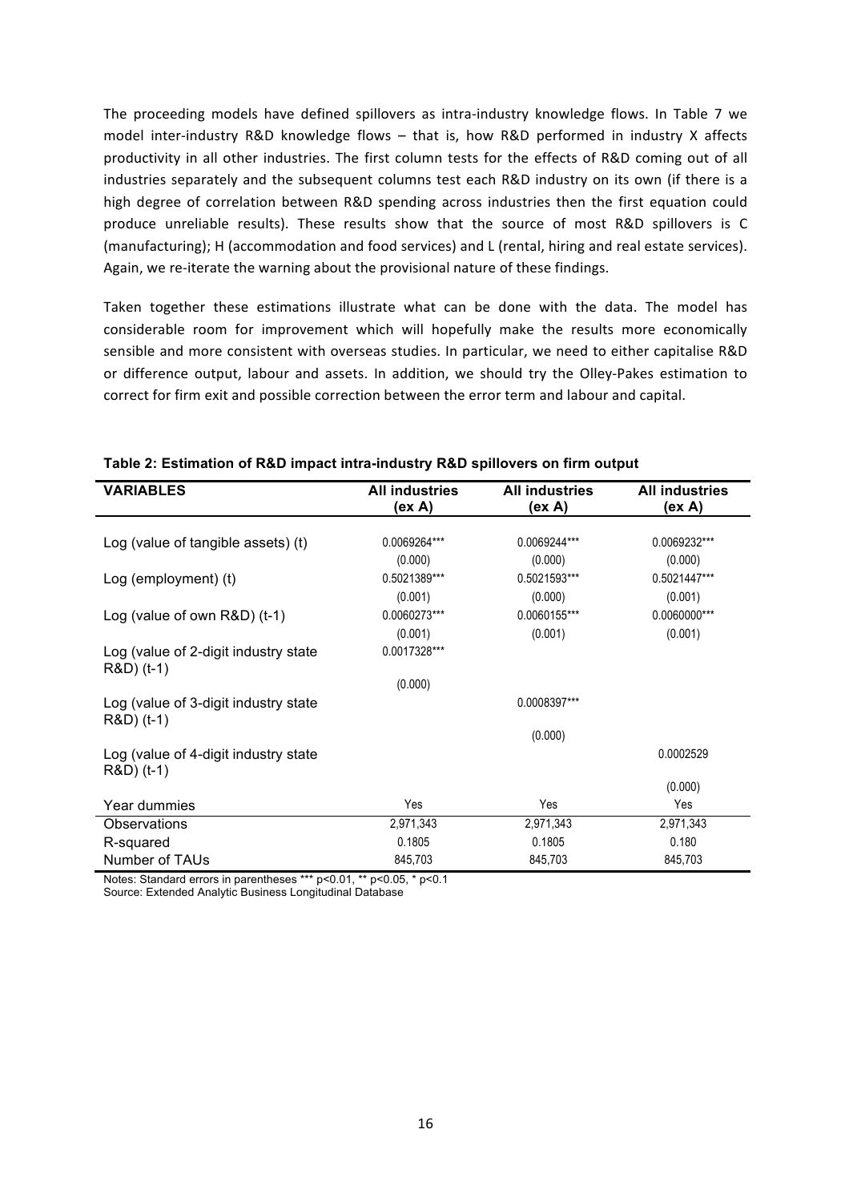The proceeding models have defined spillovers as intra-industry knowledge flows. In Table 7 we model inter-industry R&D knowledge flows – that is, how R&D performed in industry X affects productivity in all other industries. The first column tests for the effects of R&D coming out of all industries separately and the subsequent columns test each R&D industry on its own (if there is a high degree of correlation between R&D spending across industries then the first equation could produce unreliable results). These results show that the source of most R&D spillovers is C (manufacturing); H (accommodation and food services) and L (rental, hiring and real estate services). Again, we re-iterate the warning about the provisional nature of these findings.

Taken together these estimations illustrate what can be done with the data. The model has considerable room for improvement which will hopefully make the results more economically sensible and more consistent with overseas studies. In particular, we need to either capitalise R&D or difference output, labour and assets. In addition, we should try the Olley-Pakes estimation to correct for firm exit and possible correction between the error term and labour and capital.

**Table 2: Estimation of R&D impact intra-industry R&D spillovers on firm output**

| VARIABLES | All industries (ex A) | All industries (ex A) | All industries (ex A) |
|---|---|---|---|
| Log (value of tangible assets) (t) | 0.0069264*** | 0.0069244*** | 0.0069232*** |
| | (0.000) | (0.000) | (0.000) |
| Log (employment) (t) | 0.5021389*** | 0.5021593*** | 0.5021447*** |
| | (0.001) | (0.000) | (0.001) |
| Log (value of own R&D) (t-1) | 0.0060273*** | 0.0060155*** | 0.0060000*** |
| | (0.001) | (0.001) | (0.001) |
| Log (value of 2-digit industry state R&D) (t-1) | 0.0017328*** | | |
| | (0.000) | | |
| Log (value of 3-digit industry state R&D) (t-1) | | 0.0008397*** | |
| | | (0.000) | |
| Log (value of 4-digit industry state R&D) (t-1) | | | 0.0002529 |
| | | | (0.000) |
| Year dummies | Yes | Yes | Yes |
| Observations | 2,971,343 | 2,971,343 | 2,971,343 |
| R-squared | 0.1805 | 0.1805 | 0.180 |
| Number of TAUs | 845,703 | 845,703 | 845,703 |

Notes: Standard errors in parentheses *** p<0.01, ** p<0.05, * p<0.1

Source: Extended Analytic Business Longitudinal Database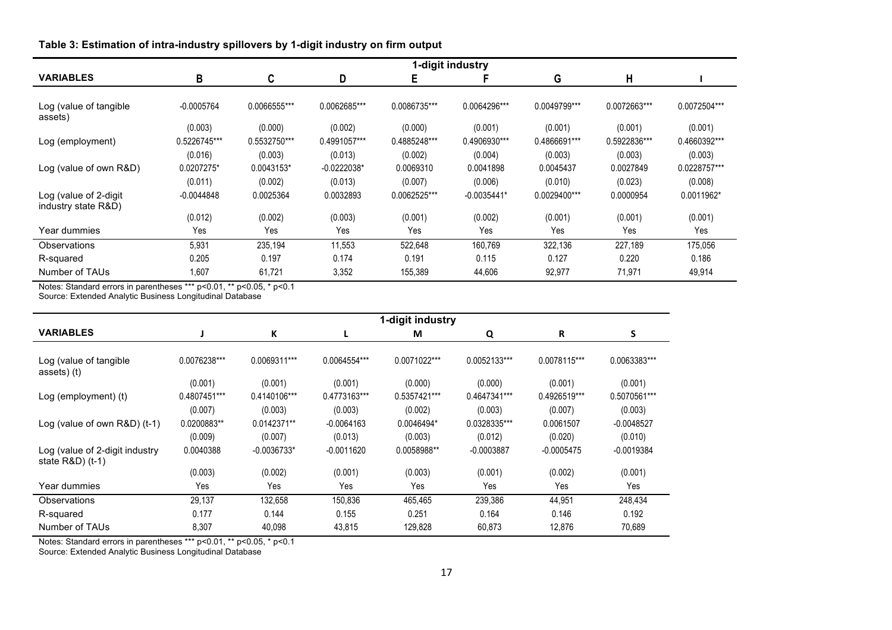**Table 3: Estimation of intra-industry spillovers by 1-digit industry on firm output**

| | 1-digit industry | | | | | | | |
|---|---|---|---|---|---|---|---|---|
| **VARIABLES** | **B** | **C** | **D** | **E** | **F** | **G** | **H** | **I** |
| Log (value of tangible assets) | -0.0005764 | 0.0066555*** | 0.0062685*** | 0.0086735*** | 0.0064296*** | 0.0049799*** | 0.0072663*** | 0.0072504*** |
| | (0.003) | (0.000) | (0.002) | (0.000) | (0.001) | (0.001) | (0.001) | (0.001) |
| Log (employment) | 0.5226745*** | 0.5532750*** | 0.4991057*** | 0.4885248*** | 0.4906930*** | 0.4866691*** | 0.5922836*** | 0.4660392*** |
| | (0.016) | (0.003) | (0.013) | (0.002) | (0.004) | (0.003) | (0.003) | (0.003) |
| Log (value of own R&D) | 0.0207275* | 0.0043153* | -0.0222038* | 0.0069310 | 0.0041898 | 0.0045437 | 0.0027849 | 0.0228757*** |
| | (0.011) | (0.002) | (0.013) | (0.007) | (0.006) | (0.010) | (0.023) | (0.008) |
| Log (value of 2-digit industry state R&D) | -0.0044848 | 0.0025364 | 0.0032893 | 0.0062525*** | -0.0035441* | 0.0029400*** | 0.0000954 | 0.0011962* |
| | (0.012) | (0.002) | (0.003) | (0.001) | (0.002) | (0.001) | (0.001) | (0.001) |
| Year dummies | Yes | Yes | Yes | Yes | Yes | Yes | Yes | Yes |
| Observations | 5,931 | 235,194 | 11,553 | 522,648 | 160,769 | 322,136 | 227,189 | 175,056 |
| R-squared | 0.205 | 0.197 | 0.174 | 0.191 | 0.115 | 0.127 | 0.220 | 0.186 |
| Number of TAUs | 1,607 | 61,721 | 3,352 | 155,389 | 44,606 | 92,977 | 71,971 | 49,914 |

Notes: Standard errors in parentheses *** p<0.01, ** p<0.05, * p<0.1
Source: Extended Analytic Business Longitudinal Database

| | 1-digit industry | | | | | | |
|---|---|---|---|---|---|---|---|
| **VARIABLES** | **J** | **K** | **L** | **M** | **Q** | **R** | **S** |
| Log (value of tangible assets) (t) | 0.0076238*** | 0.0069311*** | 0.0064554*** | 0.0071022*** | 0.0052133*** | 0.0078115*** | 0.0063383*** |
| | (0.001) | (0.001) | (0.001) | (0.000) | (0.000) | (0.001) | (0.001) |
| Log (employment) (t) | 0.4807451*** | 0.4140106*** | 0.4773163*** | 0.5357421*** | 0.4647341*** | 0.4926519*** | 0.5070561*** |
| | (0.007) | (0.003) | (0.003) | (0.002) | (0.003) | (0.007) | (0.003) |
| Log (value of own R&D) (t-1) | 0.0200883** | 0.0142371** | -0.0064163 | 0.0046494* | 0.0328335*** | 0.0061507 | -0.0048527 |
| | (0.009) | (0.007) | (0.013) | (0.003) | (0.012) | (0.020) | (0.010) |
| Log (value of 2-digit industry state R&D) (t-1) | 0.0040388 | -0.0036733* | -0.0011620 | 0.0058988** | -0.0003887 | -0.0005475 | -0.0019384 |
| | (0.003) | (0.002) | (0.001) | (0.003) | (0.001) | (0.002) | (0.001) |
| Year dummies | Yes | Yes | Yes | Yes | Yes | Yes | Yes |
| Observations | 29,137 | 132,658 | 150,836 | 465,465 | 239,386 | 44,951 | 248,434 |
| R-squared | 0.177 | 0.144 | 0.155 | 0.251 | 0.164 | 0.146 | 0.192 |
| Number of TAUs | 8,307 | 40,098 | 43,815 | 129,828 | 60,873 | 12,876 | 70,689 |

Notes: Standard errors in parentheses *** p<0.01, ** p<0.05, * p<0.1
Source: Extended Analytic Business Longitudinal Database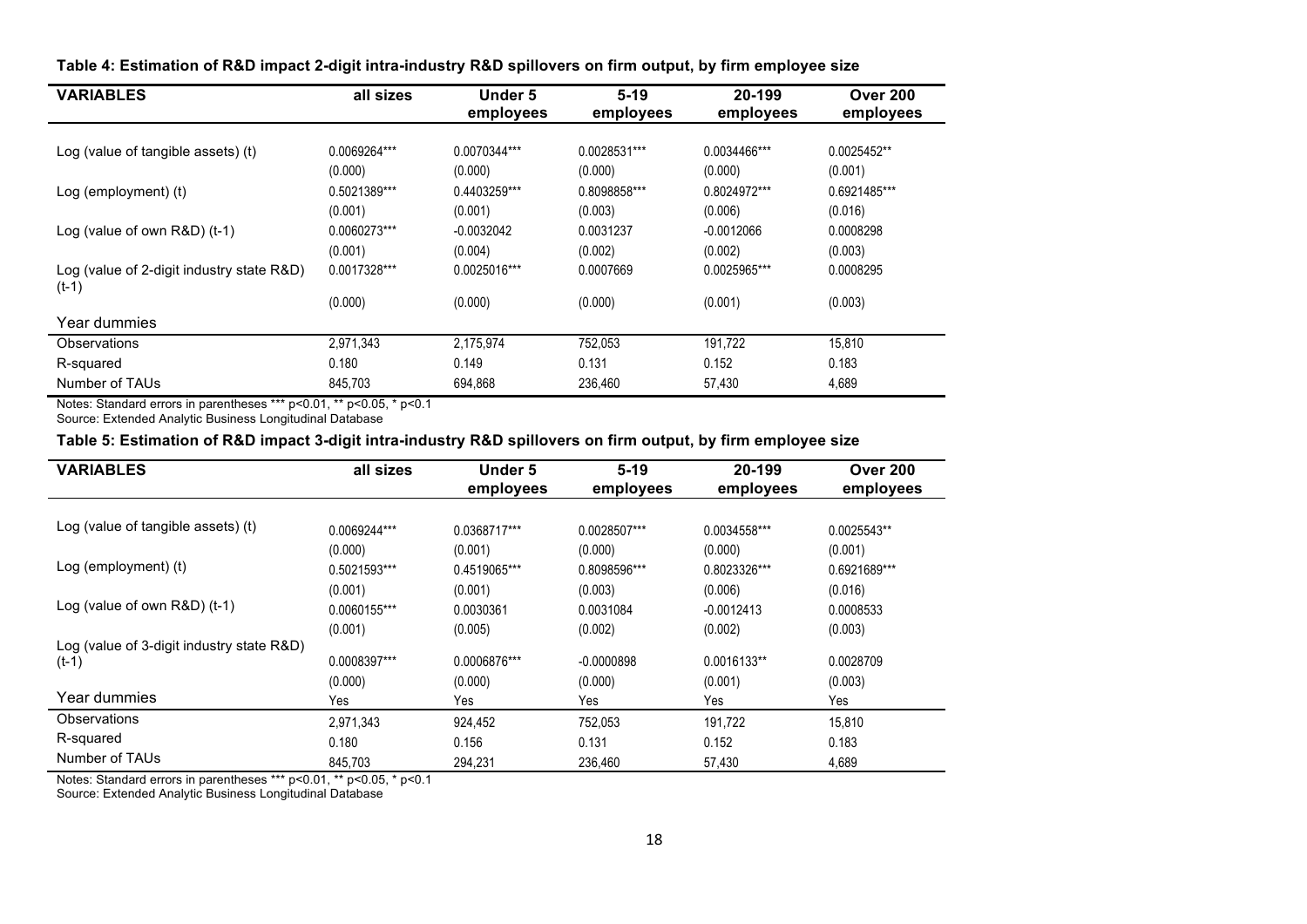**Table 4: Estimation of R&D impact 2-digit intra-industry R&D spillovers on firm output, by firm employee size**

| VARIABLES | all sizes | Under 5 employees | 5-19 employees | 20-199 employees | Over 200 employees |
|---|---|---|---|---|---|
| Log (value of tangible assets) (t) | 0.0069264*** | 0.0070344*** | 0.0028531*** | 0.0034466*** | 0.0025452** |
| | (0.000) | (0.000) | (0.000) | (0.000) | (0.001) |
| Log (employment) (t) | 0.5021389*** | 0.4403259*** | 0.8098858*** | 0.8024972*** | 0.6921485*** |
| | (0.001) | (0.001) | (0.003) | (0.006) | (0.016) |
| Log (value of own R&D) (t-1) | 0.0060273*** | -0.0032042 | 0.0031237 | -0.0012066 | 0.0008298 |
| | (0.001) | (0.004) | (0.002) | (0.002) | (0.003) |
| Log (value of 2-digit industry state R&D) (t-1) | 0.0017328*** | 0.0025016*** | 0.0007669 | 0.0025965*** | 0.0008295 |
| | (0.000) | (0.000) | (0.000) | (0.001) | (0.003) |
| Year dummies | | | | | |
| Observations | 2,971,343 | 2,175,974 | 752,053 | 191,722 | 15,810 |
| R-squared | 0.180 | 0.149 | 0.131 | 0.152 | 0.183 |
| Number of TAUs | 845,703 | 694,868 | 236,460 | 57,430 | 4,689 |

Notes: Standard errors in parentheses *** p<0.01, ** p<0.05, * p<0.1
Source: Extended Analytic Business Longitudinal Database

**Table 5: Estimation of R&D impact 3-digit intra-industry R&D spillovers on firm output, by firm employee size**

| VARIABLES | all sizes | Under 5 employees | 5-19 employees | 20-199 employees | Over 200 employees |
|---|---|---|---|---|---|
| Log (value of tangible assets) (t) | 0.0069244*** | 0.0368717*** | 0.0028507*** | 0.0034558*** | 0.0025543** |
| | (0.000) | (0.001) | (0.000) | (0.000) | (0.001) |
| Log (employment) (t) | 0.5021593*** | 0.4519065*** | 0.8098596*** | 0.8023326*** | 0.6921689*** |
| | (0.001) | (0.001) | (0.003) | (0.006) | (0.016) |
| Log (value of own R&D) (t-1) | 0.0060155*** | 0.0030361 | 0.0031084 | -0.0012413 | 0.0008533 |
| | (0.001) | (0.005) | (0.002) | (0.002) | (0.003) |
| Log (value of 3-digit industry state R&D) (t-1) | 0.0008397*** | 0.0006876*** | -0.0000898 | 0.0016133** | 0.0028709 |
| | (0.000) | (0.000) | (0.000) | (0.001) | (0.003) |
| Year dummies | Yes | Yes | Yes | Yes | Yes |
| Observations | 2,971,343 | 924,452 | 752,053 | 191,722 | 15,810 |
| R-squared | 0.180 | 0.156 | 0.131 | 0.152 | 0.183 |
| Number of TAUs | 845,703 | 294,231 | 236,460 | 57,430 | 4,689 |

Notes: Standard errors in parentheses *** p<0.01, ** p<0.05, * p<0.1
Source: Extended Analytic Business Longitudinal Database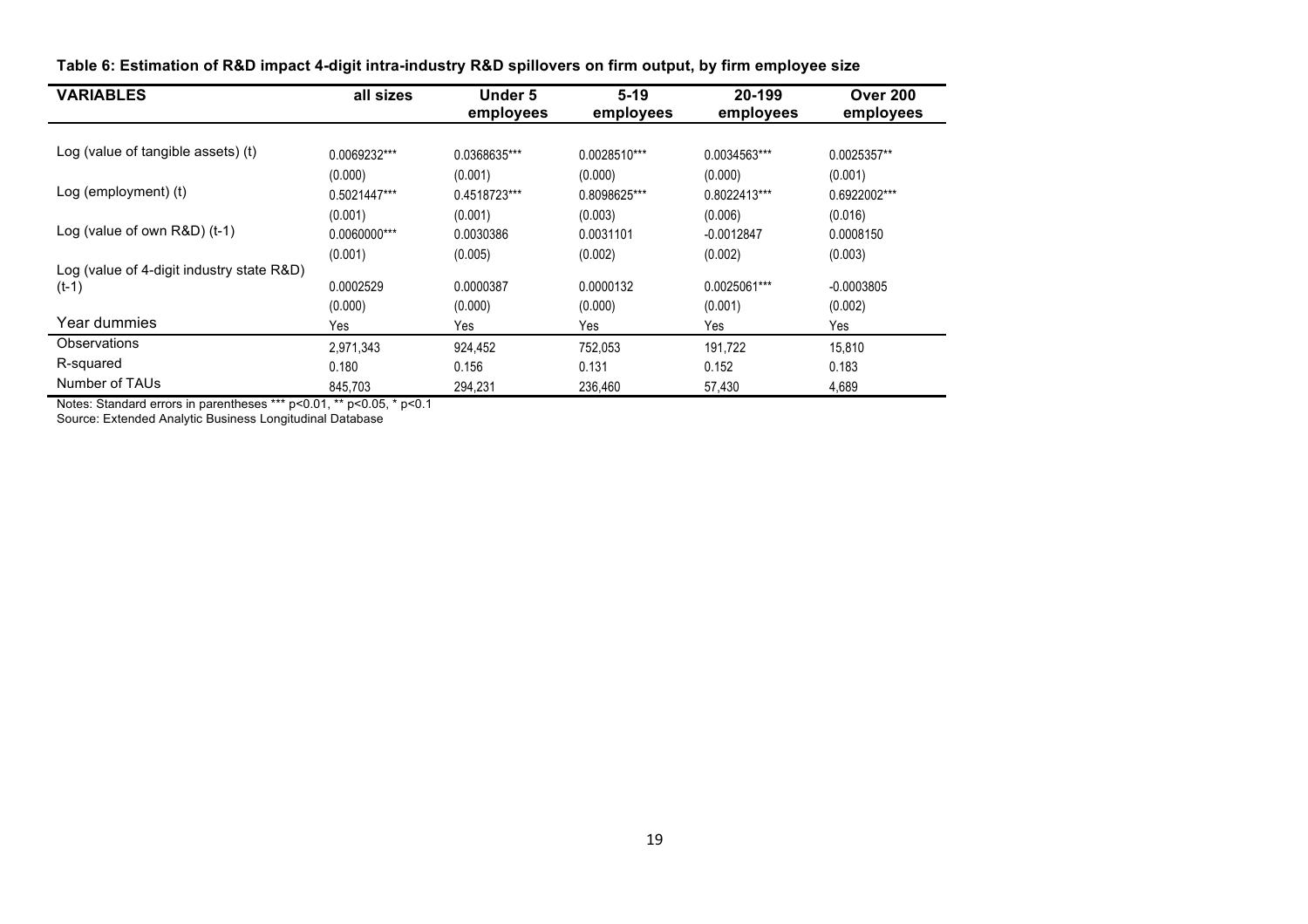**Table 6: Estimation of R&D impact 4-digit intra-industry R&D spillovers on firm output, by firm employee size**

| VARIABLES | all sizes | Under 5 employees | 5-19 employees | 20-199 employees | Over 200 employees |
|---|---|---|---|---|---|
| Log (value of tangible assets) (t) | 0.0069232*** | 0.0368635*** | 0.0028510*** | 0.0034563*** | 0.0025357** |
| | (0.000) | (0.001) | (0.000) | (0.000) | (0.001) |
| Log (employment) (t) | 0.5021447*** | 0.4518723*** | 0.8098625*** | 0.8022413*** | 0.6922002*** |
| | (0.001) | (0.001) | (0.003) | (0.006) | (0.016) |
| Log (value of own R&D) (t-1) | 0.0060000*** | 0.0030386 | 0.0031101 | -0.0012847 | 0.0008150 |
| | (0.001) | (0.005) | (0.002) | (0.002) | (0.003) |
| Log (value of 4-digit industry state R&D) (t-1) | 0.0002529 | 0.0000387 | 0.0000132 | 0.0025061*** | -0.0003805 |
| | (0.000) | (0.000) | (0.000) | (0.001) | (0.002) |
| Year dummies | Yes | Yes | Yes | Yes | Yes |
| Observations | 2,971,343 | 924,452 | 752,053 | 191,722 | 15,810 |
| R-squared | 0.180 | 0.156 | 0.131 | 0.152 | 0.183 |
| Number of TAUs | 845,703 | 294,231 | 236,460 | 57,430 | 4,689 |

Notes: Standard errors in parentheses *** p<0.01, ** p<0.05, * p<0.1
Source: Extended Analytic Business Longitudinal Database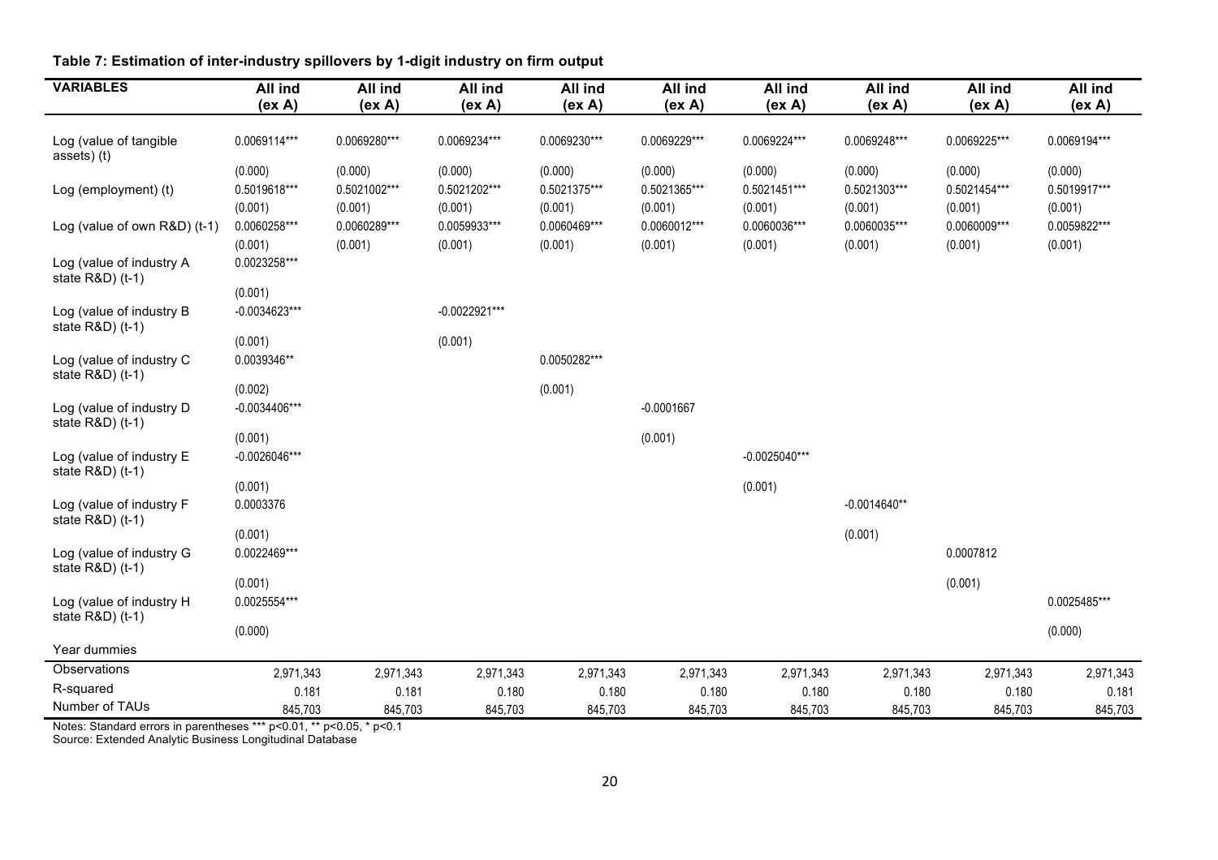**Table 7: Estimation of inter-industry spillovers by 1-digit industry on firm output**

| VARIABLES | All ind (ex A) | All ind (ex A) | All ind (ex A) | All ind (ex A) | All ind (ex A) | All ind (ex A) | All ind (ex A) | All ind (ex A) | All ind (ex A) |
|---|---|---|---|---|---|---|---|---|---|
| Log (value of tangible assets) (t) | 0.0069114*** | 0.0069280*** | 0.0069234*** | 0.0069230*** | 0.0069229*** | 0.0069224*** | 0.0069248*** | 0.0069225*** | 0.0069194*** |
| | (0.000) | (0.000) | (0.000) | (0.000) | (0.000) | (0.000) | (0.000) | (0.000) | (0.000) |
| Log (employment) (t) | 0.5019618*** | 0.5021002*** | 0.5021202*** | 0.5021375*** | 0.5021365*** | 0.5021451*** | 0.5021303*** | 0.5021454*** | 0.5019917*** |
| | (0.001) | (0.001) | (0.001) | (0.001) | (0.001) | (0.001) | (0.001) | (0.001) | (0.001) |
| Log (value of own R&D) (t-1) | 0.0060258*** | 0.0060289*** | 0.0059933*** | 0.0060469*** | 0.0060012*** | 0.0060036*** | 0.0060035*** | 0.0060009*** | 0.0059822*** |
| | (0.001) | (0.001) | (0.001) | (0.001) | (0.001) | (0.001) | (0.001) | (0.001) | (0.001) |
| Log (value of industry A state R&D) (t-1) | 0.0023258*** | | | | | | | | |
| | (0.001) | | | | | | | | |
| Log (value of industry B state R&D) (t-1) | -0.0034623*** | | -0.0022921*** | | | | | | |
| | (0.001) | | (0.001) | | | | | | |
| Log (value of industry C state R&D) (t-1) | 0.0039346** | | | 0.0050282*** | | | | | |
| | (0.002) | | | (0.001) | | | | | |
| Log (value of industry D state R&D) (t-1) | -0.0034406*** | | | | -0.0001667 | | | | |
| | (0.001) | | | | (0.001) | | | | |
| Log (value of industry E state R&D) (t-1) | -0.0026046*** | | | | | -0.0025040*** | | | |
| | (0.001) | | | | | (0.001) | | | |
| Log (value of industry F state R&D) (t-1) | 0.0003376 | | | | | | -0.0014640** | | |
| | (0.001) | | | | | | (0.001) | | |
| Log (value of industry G state R&D) (t-1) | 0.0022469*** | | | | | | | 0.0007812 | |
| | (0.001) | | | | | | | (0.001) | |
| Log (value of industry H state R&D) (t-1) | 0.0025554*** | | | | | | | | 0.0025485*** |
| | (0.000) | | | | | | | | (0.000) |
| Year dummies | | | | | | | | | |
| Observations | 2,971,343 | 2,971,343 | 2,971,343 | 2,971,343 | 2,971,343 | 2,971,343 | 2,971,343 | 2,971,343 | 2,971,343 |
| R-squared | 0.181 | 0.181 | 0.180 | 0.180 | 0.180 | 0.180 | 0.180 | 0.180 | 0.181 |
| Number of TAUs | 845,703 | 845,703 | 845,703 | 845,703 | 845,703 | 845,703 | 845,703 | 845,703 | 845,703 |

Notes: Standard errors in parentheses *** $p<0.01$, ** $p<0.05$, * $p<0.1$

Source: Extended Analytic Business Longitudinal Database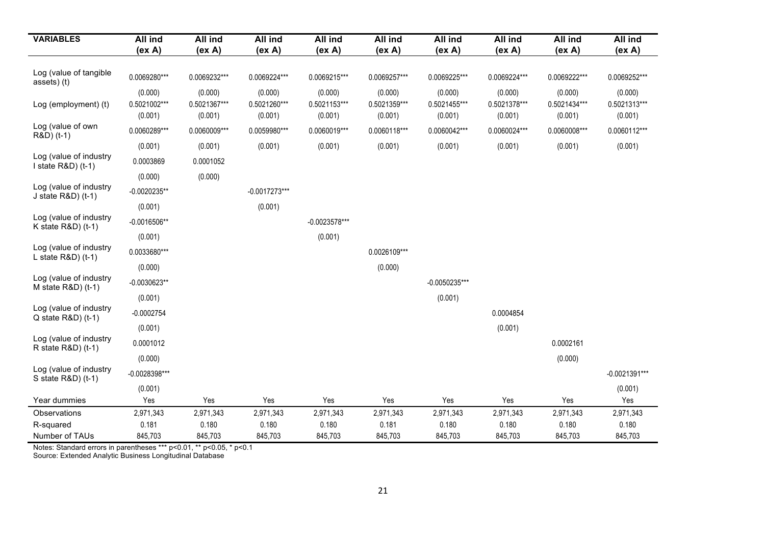| VARIABLES | All ind (ex A) | All ind (ex A) | All ind (ex A) | All ind (ex A) | All ind (ex A) | All ind (ex A) | All ind (ex A) | All ind (ex A) | All ind (ex A) |
|---|---|---|---|---|---|---|---|---|---|
| Log (value of tangible assets) (t) | 0.0069280*** | 0.0069232*** | 0.0069224*** | 0.0069215*** | 0.0069257*** | 0.0069225*** | 0.0069224*** | 0.0069222*** | 0.0069252*** |
| | (0.000) | (0.000) | (0.000) | (0.000) | (0.000) | (0.000) | (0.000) | (0.000) | (0.000) |
| Log (employment) (t) | 0.5021002*** | 0.5021367*** | 0.5021260*** | 0.5021153*** | 0.5021359*** | 0.5021455*** | 0.5021378*** | 0.5021434*** | 0.5021313*** |
| | (0.001) | (0.001) | (0.001) | (0.001) | (0.001) | (0.001) | (0.001) | (0.001) | (0.001) |
| Log (value of own R&D) (t-1) | 0.0060289*** | 0.0060009*** | 0.0059980*** | 0.0060019*** | 0.0060118*** | 0.0060042*** | 0.0060024*** | 0.0060008*** | 0.0060112*** |
| | (0.001) | (0.001) | (0.001) | (0.001) | (0.001) | (0.001) | (0.001) | (0.001) | (0.001) |
| Log (value of industry I state R&D) (t-1) | 0.0003869 | 0.0001052 | | | | | | | |
| | (0.000) | (0.000) | | | | | | | |
| Log (value of industry J state R&D) (t-1) | -0.0020235** | | -0.0017273*** | | | | | | |
| | (0.001) | | (0.001) | | | | | | |
| Log (value of industry K state R&D) (t-1) | -0.0016506** | | | -0.0023578*** | | | | | |
| | (0.001) | | | (0.001) | | | | | |
| Log (value of industry L state R&D) (t-1) | 0.0033680*** | | | | 0.0026109*** | | | | |
| | (0.000) | | | | (0.000) | | | | |
| Log (value of industry M state R&D) (t-1) | -0.0030623** | | | | | -0.0050235*** | | | |
| | (0.001) | | | | | (0.001) | | | |
| Log (value of industry Q state R&D) (t-1) | -0.0002754 | | | | | | 0.0004854 | | |
| | (0.001) | | | | | | (0.001) | | |
| Log (value of industry R state R&D) (t-1) | 0.0001012 | | | | | | | 0.0002161 | |
| | (0.000) | | | | | | | (0.000) | |
| Log (value of industry S state R&D) (t-1) | -0.0028398*** | | | | | | | | -0.0021391*** |
| | (0.001) | | | | | | | | (0.001) |
| Year dummies | Yes | Yes | Yes | Yes | Yes | Yes | Yes | Yes | Yes |
| Observations | 2,971,343 | 2,971,343 | 2,971,343 | 2,971,343 | 2,971,343 | 2,971,343 | 2,971,343 | 2,971,343 | 2,971,343 |
| R-squared | 0.181 | 0.180 | 0.180 | 0.180 | 0.181 | 0.180 | 0.180 | 0.180 | 0.180 |
| Number of TAUs | 845,703 | 845,703 | 845,703 | 845,703 | 845,703 | 845,703 | 845,703 | 845,703 | 845,703 |

Notes: Standard errors in parentheses *** p<0.01, ** p<0.05, * p<0.1
Source: Extended Analytic Business Longitudinal Database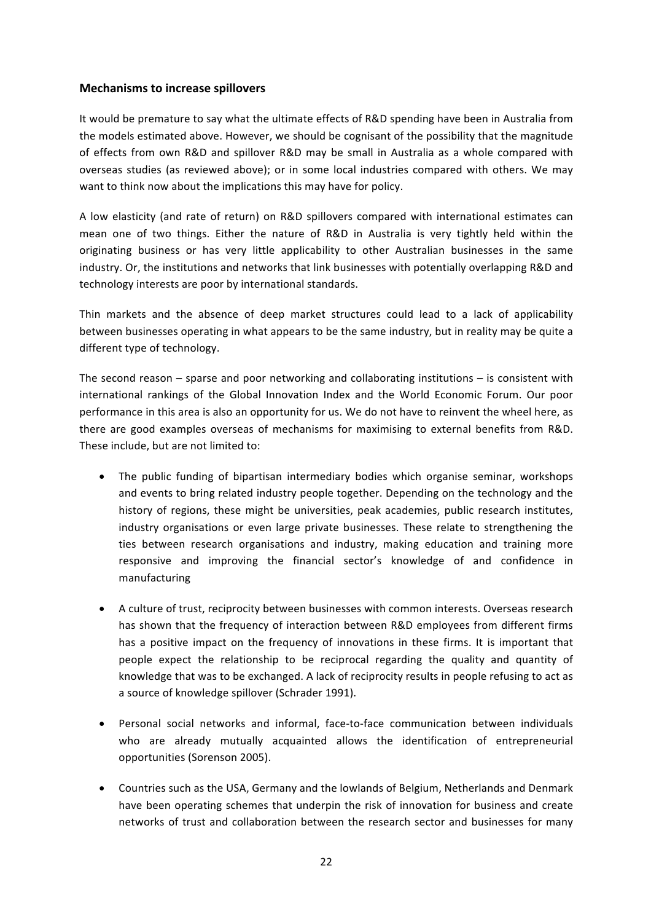### Mechanisms to increase spillovers

It would be premature to say what the ultimate effects of R&D spending have been in Australia from the models estimated above. However, we should be cognisant of the possibility that the magnitude of effects from own R&D and spillover R&D may be small in Australia as a whole compared with overseas studies (as reviewed above); or in some local industries compared with others. We may want to think now about the implications this may have for policy.

A low elasticity (and rate of return) on R&D spillovers compared with international estimates can mean one of two things. Either the nature of R&D in Australia is very tightly held within the originating business or has very little applicability to other Australian businesses in the same industry. Or, the institutions and networks that link businesses with potentially overlapping R&D and technology interests are poor by international standards.

Thin markets and the absence of deep market structures could lead to a lack of applicability between businesses operating in what appears to be the same industry, but in reality may be quite a different type of technology.

The second reason – sparse and poor networking and collaborating institutions – is consistent with international rankings of the Global Innovation Index and the World Economic Forum. Our poor performance in this area is also an opportunity for us. We do not have to reinvent the wheel here, as there are good examples overseas of mechanisms for maximising to external benefits from R&D. These include, but are not limited to:

- The public funding of bipartisan intermediary bodies which organise seminar, workshops and events to bring related industry people together. Depending on the technology and the history of regions, these might be universities, peak academies, public research institutes, industry organisations or even large private businesses. These relate to strengthening the ties between research organisations and industry, making education and training more responsive and improving the financial sector's knowledge of and confidence in manufacturing

- A culture of trust, reciprocity between businesses with common interests. Overseas research has shown that the frequency of interaction between R&D employees from different firms has a positive impact on the frequency of innovations in these firms. It is important that people expect the relationship to be reciprocal regarding the quality and quantity of knowledge that was to be exchanged. A lack of reciprocity results in people refusing to act as a source of knowledge spillover (Schrader 1991).

- Personal social networks and informal, face-to-face communication between individuals who are already mutually acquainted allows the identification of entrepreneurial opportunities (Sorenson 2005).

- Countries such as the USA, Germany and the lowlands of Belgium, Netherlands and Denmark have been operating schemes that underpin the risk of innovation for business and create networks of trust and collaboration between the research sector and businesses for many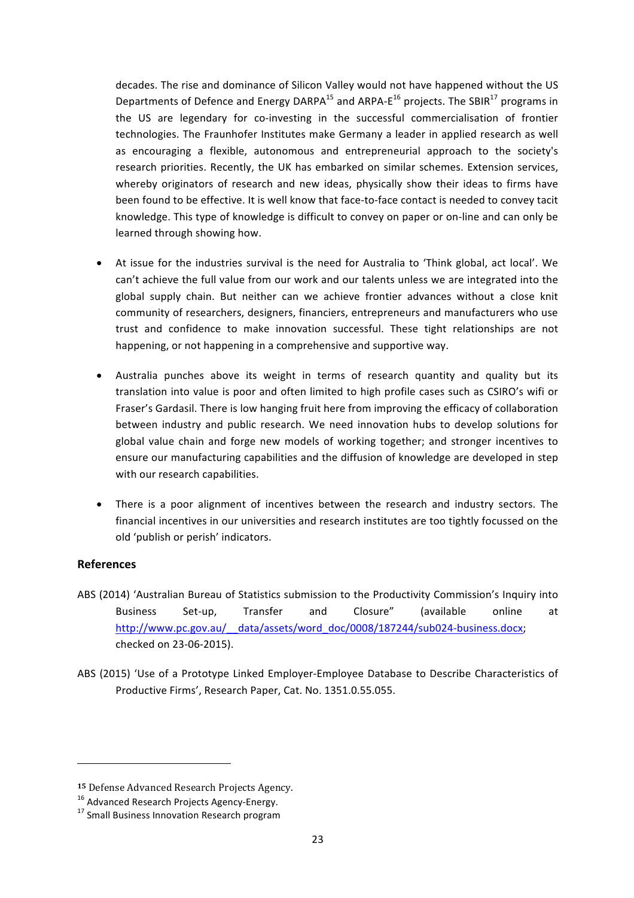decades. The rise and dominance of Silicon Valley would not have happened without the US Departments of Defence and Energy DARPA[15] and ARPA-E[16] projects. The SBIR[17] programs in the US are legendary for co-investing in the successful commercialisation of frontier technologies. The Fraunhofer Institutes make Germany a leader in applied research as well as encouraging a flexible, autonomous and entrepreneurial approach to the society's research priorities. Recently, the UK has embarked on similar schemes. Extension services, whereby originators of research and new ideas, physically show their ideas to firms have been found to be effective. It is well know that face-to-face contact is needed to convey tacit knowledge. This type of knowledge is difficult to convey on paper or on-line and can only be learned through showing how.

- At issue for the industries survival is the need for Australia to 'Think global, act local'. We can't achieve the full value from our work and our talents unless we are integrated into the global supply chain. But neither can we achieve frontier advances without a close knit community of researchers, designers, financiers, entrepreneurs and manufacturers who use trust and confidence to make innovation successful. These tight relationships are not happening, or not happening in a comprehensive and supportive way.

- Australia punches above its weight in terms of research quantity and quality but its translation into value is poor and often limited to high profile cases such as CSIRO's wifi or Fraser's Gardasil. There is low hanging fruit here from improving the efficacy of collaboration between industry and public research. We need innovation hubs to develop solutions for global value chain and forge new models of working together; and stronger incentives to ensure our manufacturing capabilities and the diffusion of knowledge are developed in step with our research capabilities.

- There is a poor alignment of incentives between the research and industry sectors. The financial incentives in our universities and research institutes are too tightly focussed on the old 'publish or perish' indicators.

## References

ABS (2014) 'Australian Bureau of Statistics submission to the Productivity Commission's Inquiry into Business Set-up, Transfer and Closure" (available online at http://www.pc.gov.au/__data/assets/word_doc/0008/187244/sub024-business.docx; checked on 23-06-2015).

ABS (2015) 'Use of a Prototype Linked Employer-Employee Database to Describe Characteristics of Productive Firms', Research Paper, Cat. No. 1351.0.55.055.

---

[15] Defense Advanced Research Projects Agency.

[16] Advanced Research Projects Agency-Energy.

[17] Small Business Innovation Research program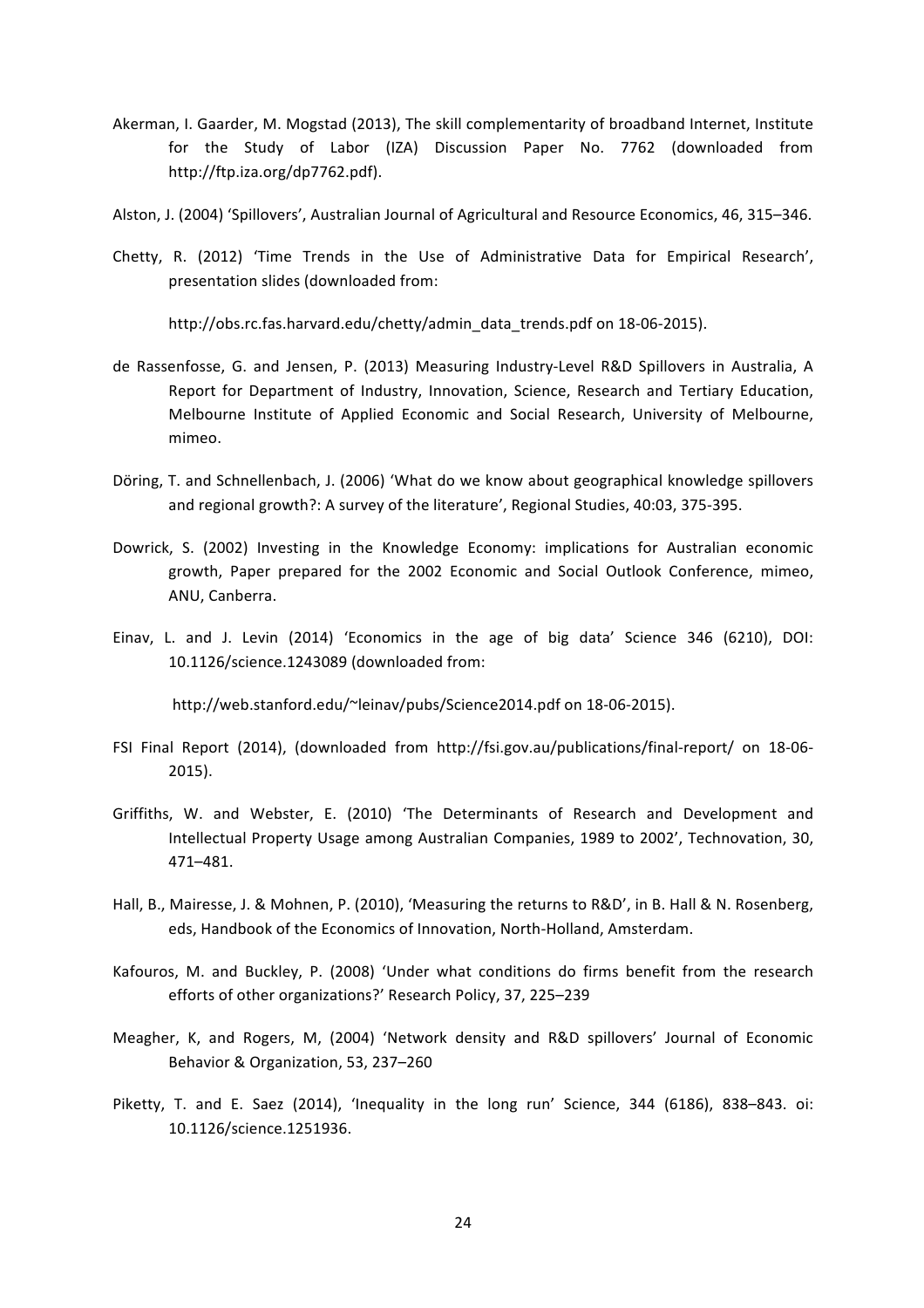Akerman, I. Gaarder, M. Mogstad (2013), The skill complementarity of broadband Internet, Institute for the Study of Labor (IZA) Discussion Paper No. 7762 (downloaded from http://ftp.iza.org/dp7762.pdf).

Alston, J. (2004) 'Spillovers', Australian Journal of Agricultural and Resource Economics, 46, 315–346.

Chetty, R. (2012) 'Time Trends in the Use of Administrative Data for Empirical Research', presentation slides (downloaded from:

http://obs.rc.fas.harvard.edu/chetty/admin_data_trends.pdf on 18-06-2015).

de Rassenfosse, G. and Jensen, P. (2013) Measuring Industry-Level R&D Spillovers in Australia, A Report for Department of Industry, Innovation, Science, Research and Tertiary Education, Melbourne Institute of Applied Economic and Social Research, University of Melbourne, mimeo.

Döring, T. and Schnellenbach, J. (2006) 'What do we know about geographical knowledge spillovers and regional growth?: A survey of the literature', Regional Studies, 40:03, 375-395.

Dowrick, S. (2002) Investing in the Knowledge Economy: implications for Australian economic growth, Paper prepared for the 2002 Economic and Social Outlook Conference, mimeo, ANU, Canberra.

Einav, L. and J. Levin (2014) 'Economics in the age of big data' Science 346 (6210), DOI: 10.1126/science.1243089 (downloaded from:

http://web.stanford.edu/~leinav/pubs/Science2014.pdf on 18-06-2015).

FSI Final Report (2014), (downloaded from http://fsi.gov.au/publications/final-report/ on 18-06-2015).

Griffiths, W. and Webster, E. (2010) 'The Determinants of Research and Development and Intellectual Property Usage among Australian Companies, 1989 to 2002', Technovation, 30, 471–481.

Hall, B., Mairesse, J. & Mohnen, P. (2010), 'Measuring the returns to R&D', in B. Hall & N. Rosenberg, eds, Handbook of the Economics of Innovation, North-Holland, Amsterdam.

Kafouros, M. and Buckley, P. (2008) 'Under what conditions do firms benefit from the research efforts of other organizations?' Research Policy, 37, 225–239

Meagher, K, and Rogers, M, (2004) 'Network density and R&D spillovers' Journal of Economic Behavior & Organization, 53, 237–260

Piketty, T. and E. Saez (2014), 'Inequality in the long run' Science, 344 (6186), 838–843. oi: 10.1126/science.1251936.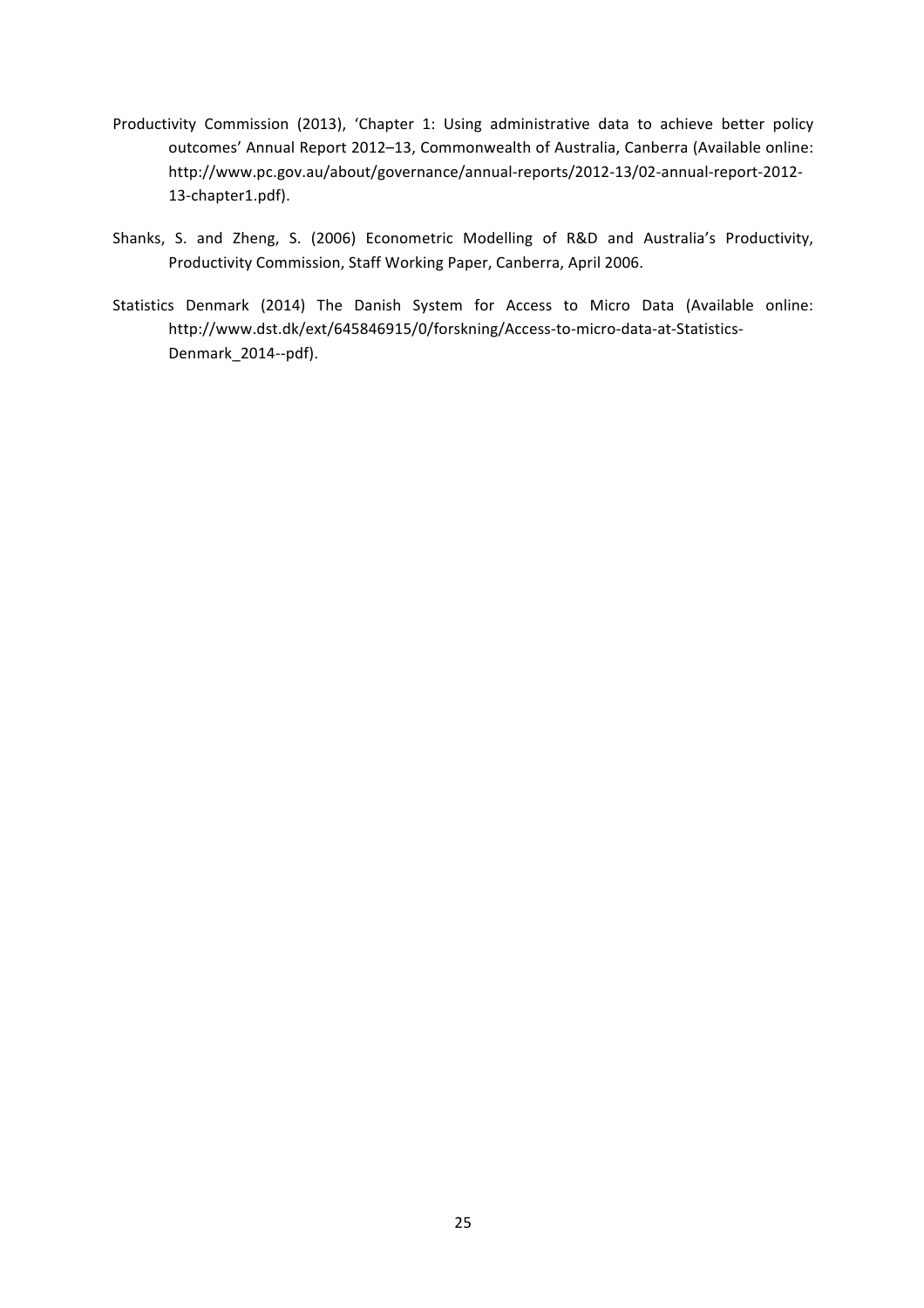Productivity Commission (2013), 'Chapter 1: Using administrative data to achieve better policy outcomes' Annual Report 2012–13, Commonwealth of Australia, Canberra (Available online: http://www.pc.gov.au/about/governance/annual-reports/2012-13/02-annual-report-2012-13-chapter1.pdf).

Shanks, S. and Zheng, S. (2006) Econometric Modelling of R&D and Australia's Productivity, Productivity Commission, Staff Working Paper, Canberra, April 2006.

Statistics Denmark (2014) The Danish System for Access to Micro Data (Available online: http://www.dst.dk/ext/645846915/0/forskning/Access-to-micro-data-at-Statistics-Denmark_2014--pdf).